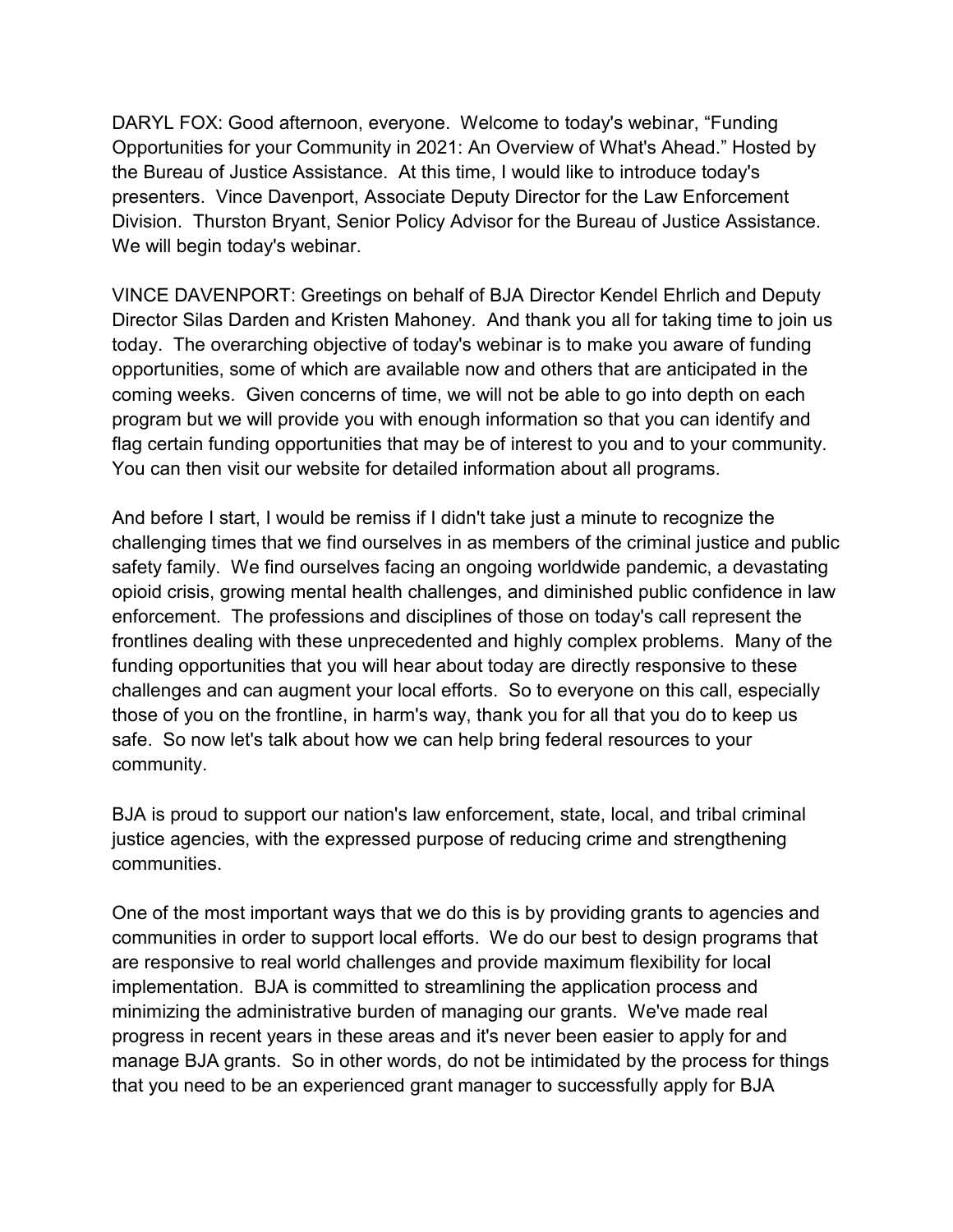DARYL FOX: Good afternoon, everyone. Welcome to today's webinar, "Funding Opportunities for your Community in 2021: An Overview of What's Ahead." Hosted by the Bureau of Justice Assistance. At this time, I would like to introduce today's presenters. Vince Davenport, Associate Deputy Director for the Law Enforcement Division. Thurston Bryant, Senior Policy Advisor for the Bureau of Justice Assistance. We will begin today's webinar.

VINCE DAVENPORT: Greetings on behalf of BJA Director Kendel Ehrlich and Deputy Director Silas Darden and Kristen Mahoney. And thank you all for taking time to join us today. The overarching objective of today's webinar is to make you aware of funding opportunities, some of which are available now and others that are anticipated in the coming weeks. Given concerns of time, we will not be able to go into depth on each program but we will provide you with enough information so that you can identify and flag certain funding opportunities that may be of interest to you and to your community. You can then visit our website for detailed information about all programs.

And before I start, I would be remiss if I didn't take just a minute to recognize the challenging times that we find ourselves in as members of the criminal justice and public safety family. We find ourselves facing an ongoing worldwide pandemic, a devastating opioid crisis, growing mental health challenges, and diminished public confidence in law enforcement. The professions and disciplines of those on today's call represent the frontlines dealing with these unprecedented and highly complex problems. Many of the funding opportunities that you will hear about today are directly responsive to these challenges and can augment your local efforts. So to everyone on this call, especially those of you on the frontline, in harm's way, thank you for all that you do to keep us safe. So now let's talk about how we can help bring federal resources to your community.

BJA is proud to support our nation's law enforcement, state, local, and tribal criminal justice agencies, with the expressed purpose of reducing crime and strengthening communities.

One of the most important ways that we do this is by providing grants to agencies and communities in order to support local efforts. We do our best to design programs that are responsive to real world challenges and provide maximum flexibility for local implementation. BJA is committed to streamlining the application process and minimizing the administrative burden of managing our grants. We've made real progress in recent years in these areas and it's never been easier to apply for and manage BJA grants. So in other words, do not be intimidated by the process for things that you need to be an experienced grant manager to successfully apply for BJA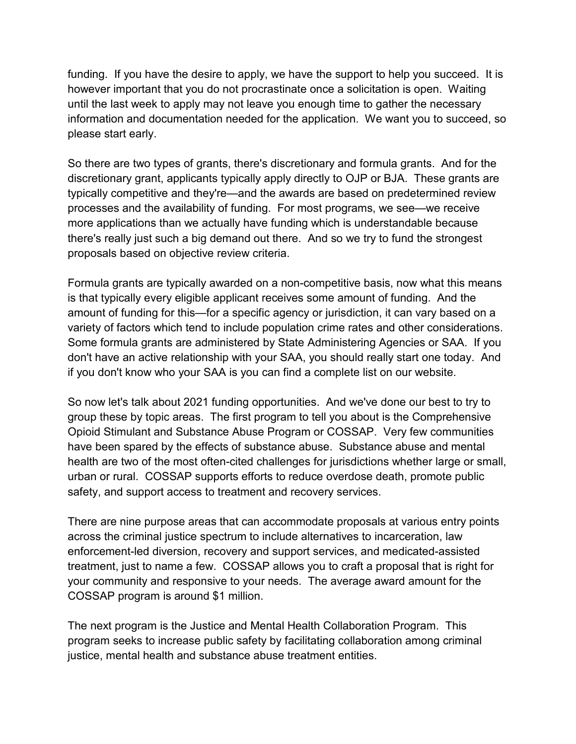funding. If you have the desire to apply, we have the support to help you succeed. It is however important that you do not procrastinate once a solicitation is open. Waiting until the last week to apply may not leave you enough time to gather the necessary information and documentation needed for the application. We want you to succeed, so please start early.

So there are two types of grants, there's discretionary and formula grants. And for the discretionary grant, applicants typically apply directly to OJP or BJA. These grants are typically competitive and they're—and the awards are based on predetermined review processes and the availability of funding. For most programs, we see—we receive more applications than we actually have funding which is understandable because there's really just such a big demand out there. And so we try to fund the strongest proposals based on objective review criteria.

Formula grants are typically awarded on a non-competitive basis, now what this means is that typically every eligible applicant receives some amount of funding. And the amount of funding for this—for a specific agency or jurisdiction, it can vary based on a variety of factors which tend to include population crime rates and other considerations. Some formula grants are administered by State Administering Agencies or SAA. If you don't have an active relationship with your SAA, you should really start one today. And if you don't know who your SAA is you can find a complete list on our website.

So now let's talk about 2021 funding opportunities. And we've done our best to try to group these by topic areas. The first program to tell you about is the Comprehensive Opioid Stimulant and Substance Abuse Program or COSSAP. Very few communities have been spared by the effects of substance abuse. Substance abuse and mental health are two of the most often-cited challenges for jurisdictions whether large or small, urban or rural. COSSAP supports efforts to reduce overdose death, promote public safety, and support access to treatment and recovery services.

There are nine purpose areas that can accommodate proposals at various entry points across the criminal justice spectrum to include alternatives to incarceration, law enforcement-led diversion, recovery and support services, and medicated-assisted treatment, just to name a few. COSSAP allows you to craft a proposal that is right for your community and responsive to your needs. The average award amount for the COSSAP program is around $1 million.

The next program is the Justice and Mental Health Collaboration Program. This program seeks to increase public safety by facilitating collaboration among criminal justice, mental health and substance abuse treatment entities.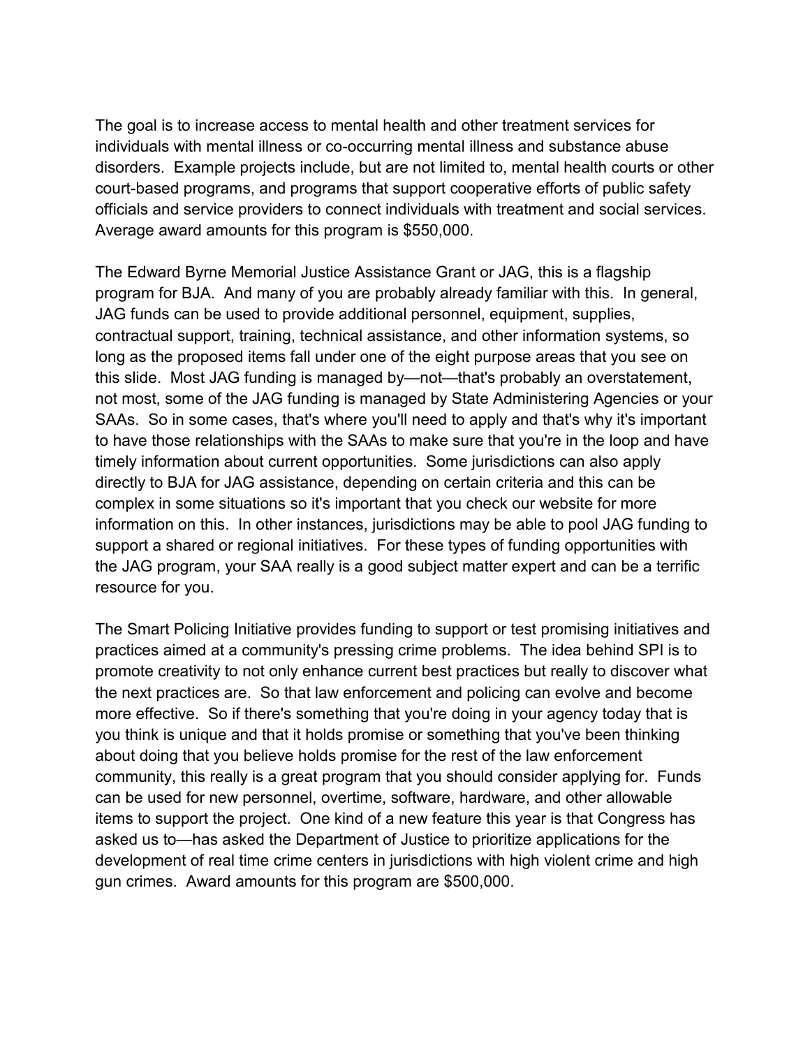The goal is to increase access to mental health and other treatment services for individuals with mental illness or co-occurring mental illness and substance abuse disorders. Example projects include, but are not limited to, mental health courts or other court-based programs, and programs that support cooperative efforts of public safety officials and service providers to connect individuals with treatment and social services. Average award amounts for this program is $550,000.

The Edward Byrne Memorial Justice Assistance Grant or JAG, this is a flagship program for BJA. And many of you are probably already familiar with this. In general, JAG funds can be used to provide additional personnel, equipment, supplies, contractual support, training, technical assistance, and other information systems, so long as the proposed items fall under one of the eight purpose areas that you see on this slide. Most JAG funding is managed by—not—that's probably an overstatement, not most, some of the JAG funding is managed by State Administering Agencies or your SAAs. So in some cases, that's where you'll need to apply and that's why it's important to have those relationships with the SAAs to make sure that you're in the loop and have timely information about current opportunities. Some jurisdictions can also apply directly to BJA for JAG assistance, depending on certain criteria and this can be complex in some situations so it's important that you check our website for more information on this. In other instances, jurisdictions may be able to pool JAG funding to support a shared or regional initiatives. For these types of funding opportunities with the JAG program, your SAA really is a good subject matter expert and can be a terrific resource for you.

The Smart Policing Initiative provides funding to support or test promising initiatives and practices aimed at a community's pressing crime problems. The idea behind SPI is to promote creativity to not only enhance current best practices but really to discover what the next practices are. So that law enforcement and policing can evolve and become more effective. So if there's something that you're doing in your agency today that is you think is unique and that it holds promise or something that you've been thinking about doing that you believe holds promise for the rest of the law enforcement community, this really is a great program that you should consider applying for. Funds can be used for new personnel, overtime, software, hardware, and other allowable items to support the project. One kind of a new feature this year is that Congress has asked us to—has asked the Department of Justice to prioritize applications for the development of real time crime centers in jurisdictions with high violent crime and high gun crimes. Award amounts for this program are $500,000.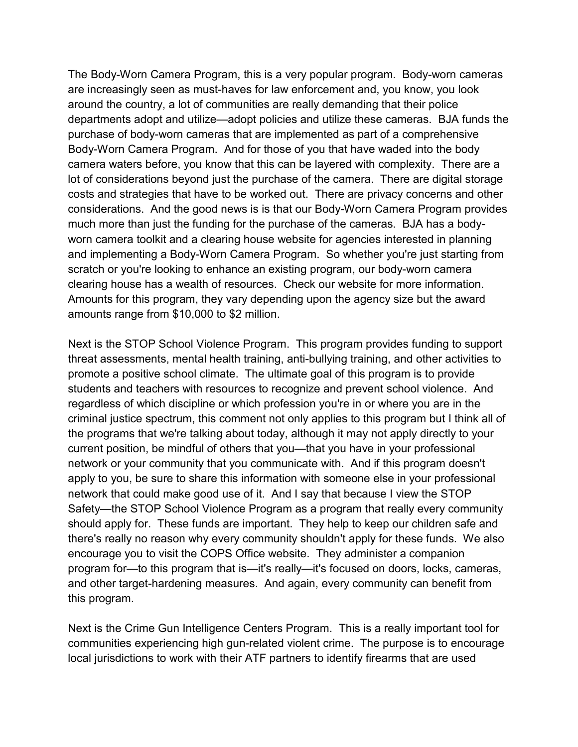The Body-Worn Camera Program, this is a very popular program. Body-worn cameras are increasingly seen as must-haves for law enforcement and, you know, you look around the country, a lot of communities are really demanding that their police departments adopt and utilize—adopt policies and utilize these cameras. BJA funds the purchase of body-worn cameras that are implemented as part of a comprehensive Body-Worn Camera Program. And for those of you that have waded into the body camera waters before, you know that this can be layered with complexity. There are a lot of considerations beyond just the purchase of the camera. There are digital storage costs and strategies that have to be worked out. There are privacy concerns and other considerations. And the good news is is that our Body-Worn Camera Program provides much more than just the funding for the purchase of the cameras. BJA has a body-worn camera toolkit and a clearing house website for agencies interested in planning and implementing a Body-Worn Camera Program. So whether you're just starting from scratch or you're looking to enhance an existing program, our body-worn camera clearing house has a wealth of resources. Check our website for more information. Amounts for this program, they vary depending upon the agency size but the award amounts range from $10,000 to $2 million.

Next is the STOP School Violence Program. This program provides funding to support threat assessments, mental health training, anti-bullying training, and other activities to promote a positive school climate. The ultimate goal of this program is to provide students and teachers with resources to recognize and prevent school violence. And regardless of which discipline or which profession you're in or where you are in the criminal justice spectrum, this comment not only applies to this program but I think all of the programs that we're talking about today, although it may not apply directly to your current position, be mindful of others that you—that you have in your professional network or your community that you communicate with. And if this program doesn't apply to you, be sure to share this information with someone else in your professional network that could make good use of it. And I say that because I view the STOP Safety—the STOP School Violence Program as a program that really every community should apply for. These funds are important. They help to keep our children safe and there's really no reason why every community shouldn't apply for these funds. We also encourage you to visit the COPS Office website. They administer a companion program for—to this program that is—it's really—it's focused on doors, locks, cameras, and other target-hardening measures. And again, every community can benefit from this program.

Next is the Crime Gun Intelligence Centers Program. This is a really important tool for communities experiencing high gun-related violent crime. The purpose is to encourage local jurisdictions to work with their ATF partners to identify firearms that are used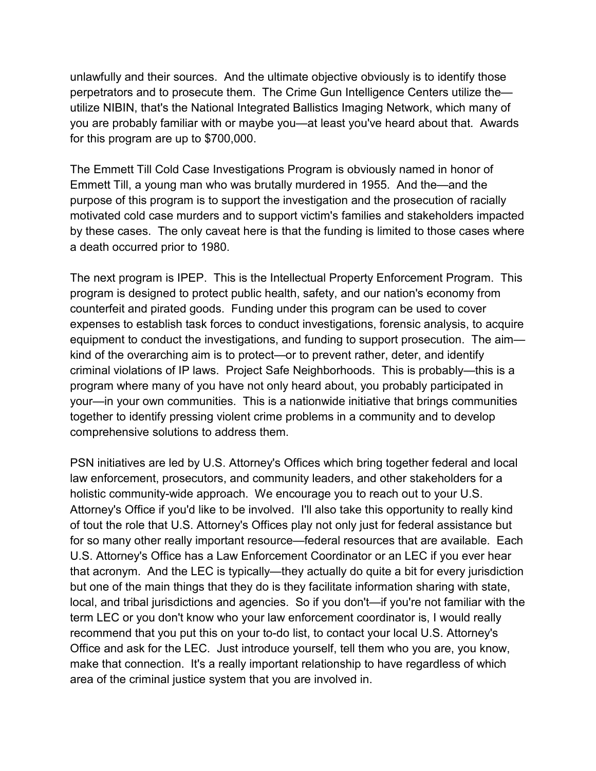unlawfully and their sources. And the ultimate objective obviously is to identify those perpetrators and to prosecute them. The Crime Gun Intelligence Centers utilize the—utilize NIBIN, that's the National Integrated Ballistics Imaging Network, which many of you are probably familiar with or maybe you—at least you've heard about that. Awards for this program are up to $700,000.

The Emmett Till Cold Case Investigations Program is obviously named in honor of Emmett Till, a young man who was brutally murdered in 1955. And the—and the purpose of this program is to support the investigation and the prosecution of racially motivated cold case murders and to support victim's families and stakeholders impacted by these cases. The only caveat here is that the funding is limited to those cases where a death occurred prior to 1980.

The next program is IPEP. This is the Intellectual Property Enforcement Program. This program is designed to protect public health, safety, and our nation's economy from counterfeit and pirated goods. Funding under this program can be used to cover expenses to establish task forces to conduct investigations, forensic analysis, to acquire equipment to conduct the investigations, and funding to support prosecution. The aim—kind of the overarching aim is to protect—or to prevent rather, deter, and identify criminal violations of IP laws. Project Safe Neighborhoods. This is probably—this is a program where many of you have not only heard about, you probably participated in your—in your own communities. This is a nationwide initiative that brings communities together to identify pressing violent crime problems in a community and to develop comprehensive solutions to address them.

PSN initiatives are led by U.S. Attorney's Offices which bring together federal and local law enforcement, prosecutors, and community leaders, and other stakeholders for a holistic community-wide approach. We encourage you to reach out to your U.S. Attorney's Office if you'd like to be involved. I'll also take this opportunity to really kind of tout the role that U.S. Attorney's Offices play not only just for federal assistance but for so many other really important resource—federal resources that are available. Each U.S. Attorney's Office has a Law Enforcement Coordinator or an LEC if you ever hear that acronym. And the LEC is typically—they actually do quite a bit for every jurisdiction but one of the main things that they do is they facilitate information sharing with state, local, and tribal jurisdictions and agencies. So if you don't—if you're not familiar with the term LEC or you don't know who your law enforcement coordinator is, I would really recommend that you put this on your to-do list, to contact your local U.S. Attorney's Office and ask for the LEC. Just introduce yourself, tell them who you are, you know, make that connection. It's a really important relationship to have regardless of which area of the criminal justice system that you are involved in.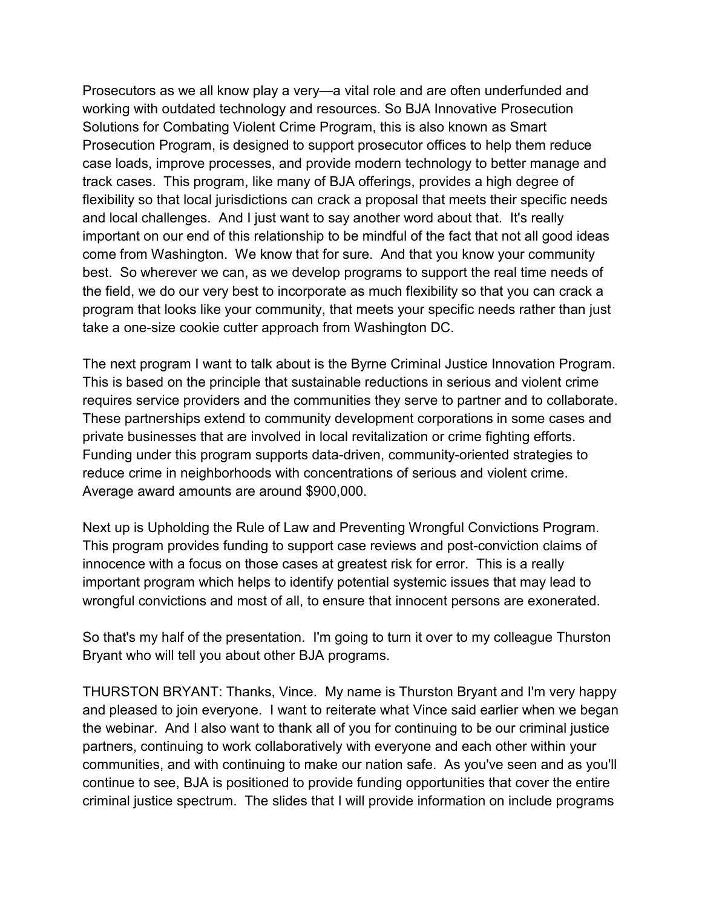Prosecutors as we all know play a very—a vital role and are often underfunded and working with outdated technology and resources. So BJA Innovative Prosecution Solutions for Combating Violent Crime Program, this is also known as Smart Prosecution Program, is designed to support prosecutor offices to help them reduce case loads, improve processes, and provide modern technology to better manage and track cases. This program, like many of BJA offerings, provides a high degree of flexibility so that local jurisdictions can crack a proposal that meets their specific needs and local challenges. And I just want to say another word about that. It's really important on our end of this relationship to be mindful of the fact that not all good ideas come from Washington. We know that for sure. And that you know your community best. So wherever we can, as we develop programs to support the real time needs of the field, we do our very best to incorporate as much flexibility so that you can crack a program that looks like your community, that meets your specific needs rather than just take a one-size cookie cutter approach from Washington DC.

The next program I want to talk about is the Byrne Criminal Justice Innovation Program. This is based on the principle that sustainable reductions in serious and violent crime requires service providers and the communities they serve to partner and to collaborate. These partnerships extend to community development corporations in some cases and private businesses that are involved in local revitalization or crime fighting efforts. Funding under this program supports data-driven, community-oriented strategies to reduce crime in neighborhoods with concentrations of serious and violent crime. Average award amounts are around $900,000.

Next up is Upholding the Rule of Law and Preventing Wrongful Convictions Program. This program provides funding to support case reviews and post-conviction claims of innocence with a focus on those cases at greatest risk for error. This is a really important program which helps to identify potential systemic issues that may lead to wrongful convictions and most of all, to ensure that innocent persons are exonerated.

So that's my half of the presentation. I'm going to turn it over to my colleague Thurston Bryant who will tell you about other BJA programs.

THURSTON BRYANT: Thanks, Vince. My name is Thurston Bryant and I'm very happy and pleased to join everyone. I want to reiterate what Vince said earlier when we began the webinar. And I also want to thank all of you for continuing to be our criminal justice partners, continuing to work collaboratively with everyone and each other within your communities, and with continuing to make our nation safe. As you've seen and as you'll continue to see, BJA is positioned to provide funding opportunities that cover the entire criminal justice spectrum. The slides that I will provide information on include programs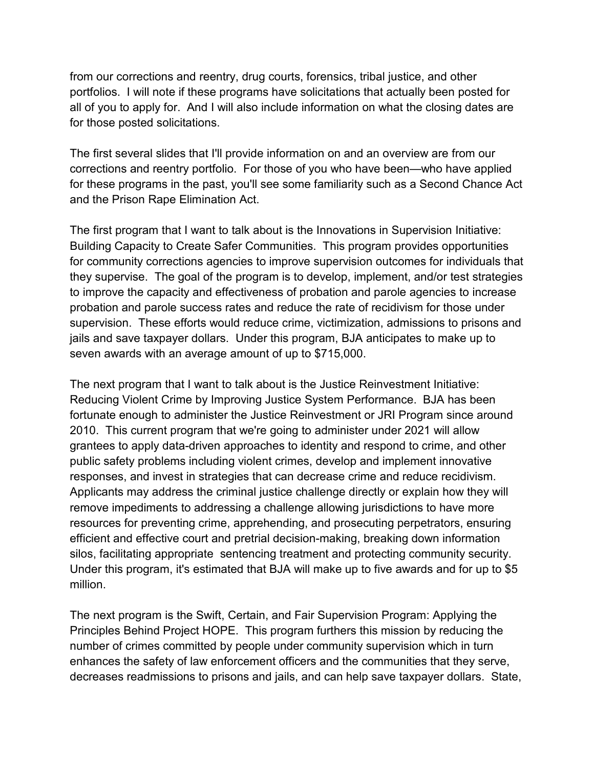from our corrections and reentry, drug courts, forensics, tribal justice, and other portfolios. I will note if these programs have solicitations that actually been posted for all of you to apply for. And I will also include information on what the closing dates are for those posted solicitations.

The first several slides that I'll provide information on and an overview are from our corrections and reentry portfolio. For those of you who have been—who have applied for these programs in the past, you'll see some familiarity such as a Second Chance Act and the Prison Rape Elimination Act.

The first program that I want to talk about is the Innovations in Supervision Initiative: Building Capacity to Create Safer Communities. This program provides opportunities for community corrections agencies to improve supervision outcomes for individuals that they supervise. The goal of the program is to develop, implement, and/or test strategies to improve the capacity and effectiveness of probation and parole agencies to increase probation and parole success rates and reduce the rate of recidivism for those under supervision. These efforts would reduce crime, victimization, admissions to prisons and jails and save taxpayer dollars. Under this program, BJA anticipates to make up to seven awards with an average amount of up to $715,000.

The next program that I want to talk about is the Justice Reinvestment Initiative: Reducing Violent Crime by Improving Justice System Performance. BJA has been fortunate enough to administer the Justice Reinvestment or JRI Program since around 2010. This current program that we're going to administer under 2021 will allow grantees to apply data-driven approaches to identity and respond to crime, and other public safety problems including violent crimes, develop and implement innovative responses, and invest in strategies that can decrease crime and reduce recidivism. Applicants may address the criminal justice challenge directly or explain how they will remove impediments to addressing a challenge allowing jurisdictions to have more resources for preventing crime, apprehending, and prosecuting perpetrators, ensuring efficient and effective court and pretrial decision-making, breaking down information silos, facilitating appropriate sentencing treatment and protecting community security. Under this program, it's estimated that BJA will make up to five awards and for up to $5 million.

The next program is the Swift, Certain, and Fair Supervision Program: Applying the Principles Behind Project HOPE. This program furthers this mission by reducing the number of crimes committed by people under community supervision which in turn enhances the safety of law enforcement officers and the communities that they serve, decreases readmissions to prisons and jails, and can help save taxpayer dollars. State,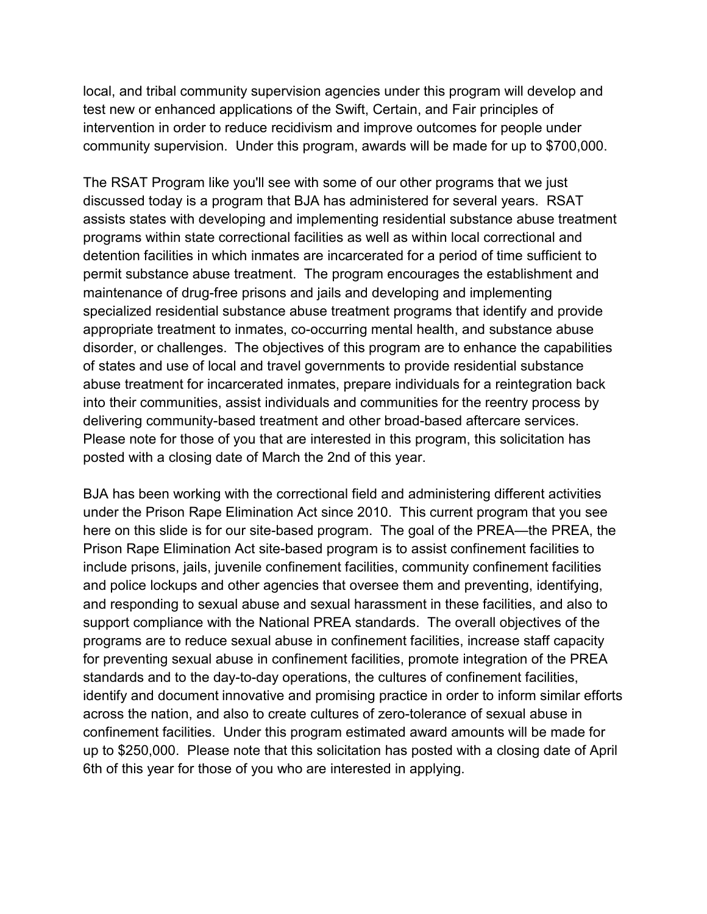local, and tribal community supervision agencies under this program will develop and test new or enhanced applications of the Swift, Certain, and Fair principles of intervention in order to reduce recidivism and improve outcomes for people under community supervision. Under this program, awards will be made for up to $700,000.

The RSAT Program like you'll see with some of our other programs that we just discussed today is a program that BJA has administered for several years. RSAT assists states with developing and implementing residential substance abuse treatment programs within state correctional facilities as well as within local correctional and detention facilities in which inmates are incarcerated for a period of time sufficient to permit substance abuse treatment. The program encourages the establishment and maintenance of drug-free prisons and jails and developing and implementing specialized residential substance abuse treatment programs that identify and provide appropriate treatment to inmates, co-occurring mental health, and substance abuse disorder, or challenges. The objectives of this program are to enhance the capabilities of states and use of local and travel governments to provide residential substance abuse treatment for incarcerated inmates, prepare individuals for a reintegration back into their communities, assist individuals and communities for the reentry process by delivering community-based treatment and other broad-based aftercare services. Please note for those of you that are interested in this program, this solicitation has posted with a closing date of March the 2nd of this year.

BJA has been working with the correctional field and administering different activities under the Prison Rape Elimination Act since 2010. This current program that you see here on this slide is for our site-based program. The goal of the PREA—the PREA, the Prison Rape Elimination Act site-based program is to assist confinement facilities to include prisons, jails, juvenile confinement facilities, community confinement facilities and police lockups and other agencies that oversee them and preventing, identifying, and responding to sexual abuse and sexual harassment in these facilities, and also to support compliance with the National PREA standards. The overall objectives of the programs are to reduce sexual abuse in confinement facilities, increase staff capacity for preventing sexual abuse in confinement facilities, promote integration of the PREA standards and to the day-to-day operations, the cultures of confinement facilities, identify and document innovative and promising practice in order to inform similar efforts across the nation, and also to create cultures of zero-tolerance of sexual abuse in confinement facilities. Under this program estimated award amounts will be made for up to $250,000. Please note that this solicitation has posted with a closing date of April 6th of this year for those of you who are interested in applying.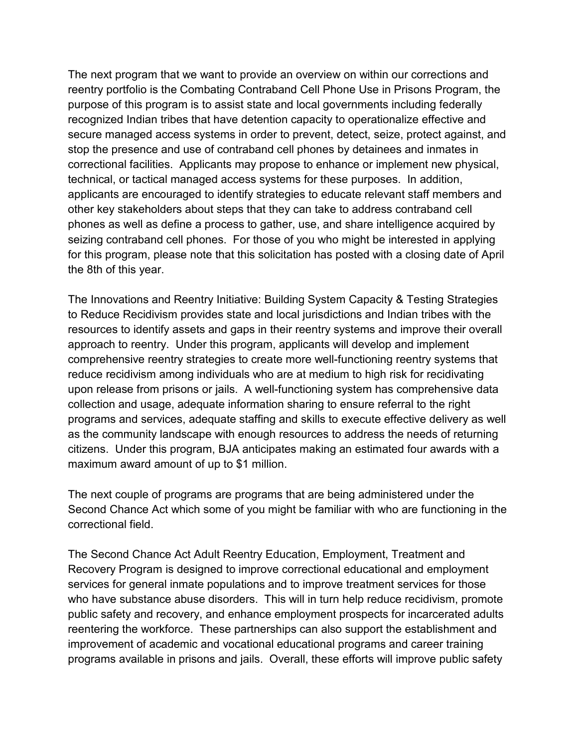The next program that we want to provide an overview on within our corrections and reentry portfolio is the Combating Contraband Cell Phone Use in Prisons Program, the purpose of this program is to assist state and local governments including federally recognized Indian tribes that have detention capacity to operationalize effective and secure managed access systems in order to prevent, detect, seize, protect against, and stop the presence and use of contraband cell phones by detainees and inmates in correctional facilities. Applicants may propose to enhance or implement new physical, technical, or tactical managed access systems for these purposes. In addition, applicants are encouraged to identify strategies to educate relevant staff members and other key stakeholders about steps that they can take to address contraband cell phones as well as define a process to gather, use, and share intelligence acquired by seizing contraband cell phones. For those of you who might be interested in applying for this program, please note that this solicitation has posted with a closing date of April the 8th of this year.

The Innovations and Reentry Initiative: Building System Capacity & Testing Strategies to Reduce Recidivism provides state and local jurisdictions and Indian tribes with the resources to identify assets and gaps in their reentry systems and improve their overall approach to reentry. Under this program, applicants will develop and implement comprehensive reentry strategies to create more well-functioning reentry systems that reduce recidivism among individuals who are at medium to high risk for recidivating upon release from prisons or jails. A well-functioning system has comprehensive data collection and usage, adequate information sharing to ensure referral to the right programs and services, adequate staffing and skills to execute effective delivery as well as the community landscape with enough resources to address the needs of returning citizens. Under this program, BJA anticipates making an estimated four awards with a maximum award amount of up to $1 million.

The next couple of programs are programs that are being administered under the Second Chance Act which some of you might be familiar with who are functioning in the correctional field.

The Second Chance Act Adult Reentry Education, Employment, Treatment and Recovery Program is designed to improve correctional educational and employment services for general inmate populations and to improve treatment services for those who have substance abuse disorders. This will in turn help reduce recidivism, promote public safety and recovery, and enhance employment prospects for incarcerated adults reentering the workforce. These partnerships can also support the establishment and improvement of academic and vocational educational programs and career training programs available in prisons and jails. Overall, these efforts will improve public safety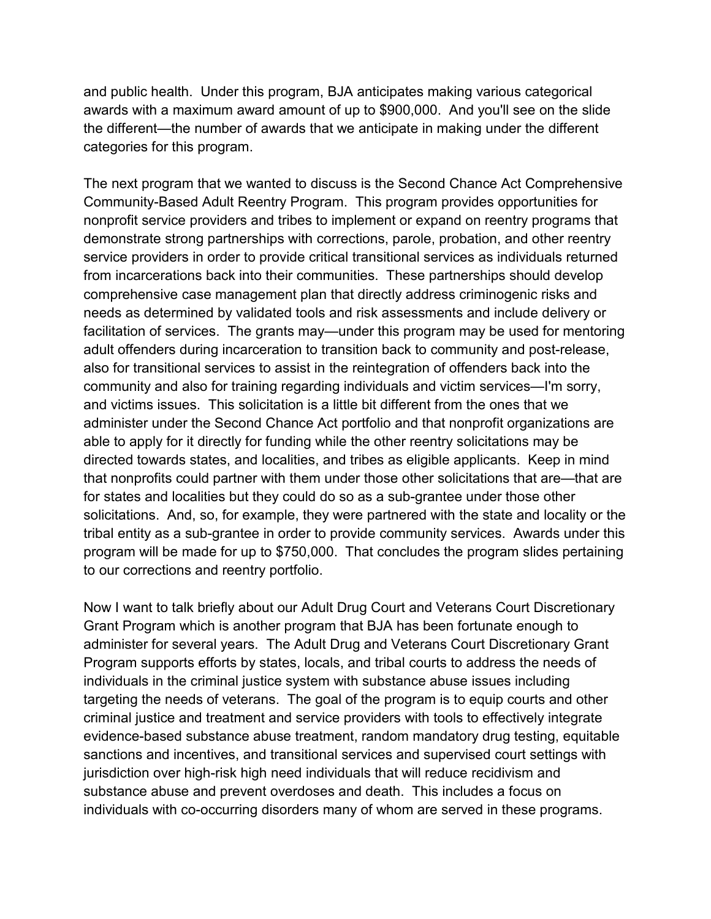and public health. Under this program, BJA anticipates making various categorical awards with a maximum award amount of up to $900,000. And you'll see on the slide the different—the number of awards that we anticipate in making under the different categories for this program.

The next program that we wanted to discuss is the Second Chance Act Comprehensive Community-Based Adult Reentry Program. This program provides opportunities for nonprofit service providers and tribes to implement or expand on reentry programs that demonstrate strong partnerships with corrections, parole, probation, and other reentry service providers in order to provide critical transitional services as individuals returned from incarcerations back into their communities. These partnerships should develop comprehensive case management plan that directly address criminogenic risks and needs as determined by validated tools and risk assessments and include delivery or facilitation of services. The grants may—under this program may be used for mentoring adult offenders during incarceration to transition back to community and post-release, also for transitional services to assist in the reintegration of offenders back into the community and also for training regarding individuals and victim services—I'm sorry, and victims issues. This solicitation is a little bit different from the ones that we administer under the Second Chance Act portfolio and that nonprofit organizations are able to apply for it directly for funding while the other reentry solicitations may be directed towards states, and localities, and tribes as eligible applicants. Keep in mind that nonprofits could partner with them under those other solicitations that are—that are for states and localities but they could do so as a sub-grantee under those other solicitations. And, so, for example, they were partnered with the state and locality or the tribal entity as a sub-grantee in order to provide community services. Awards under this program will be made for up to $750,000. That concludes the program slides pertaining to our corrections and reentry portfolio.

Now I want to talk briefly about our Adult Drug Court and Veterans Court Discretionary Grant Program which is another program that BJA has been fortunate enough to administer for several years. The Adult Drug and Veterans Court Discretionary Grant Program supports efforts by states, locals, and tribal courts to address the needs of individuals in the criminal justice system with substance abuse issues including targeting the needs of veterans. The goal of the program is to equip courts and other criminal justice and treatment and service providers with tools to effectively integrate evidence-based substance abuse treatment, random mandatory drug testing, equitable sanctions and incentives, and transitional services and supervised court settings with jurisdiction over high-risk high need individuals that will reduce recidivism and substance abuse and prevent overdoses and death. This includes a focus on individuals with co-occurring disorders many of whom are served in these programs.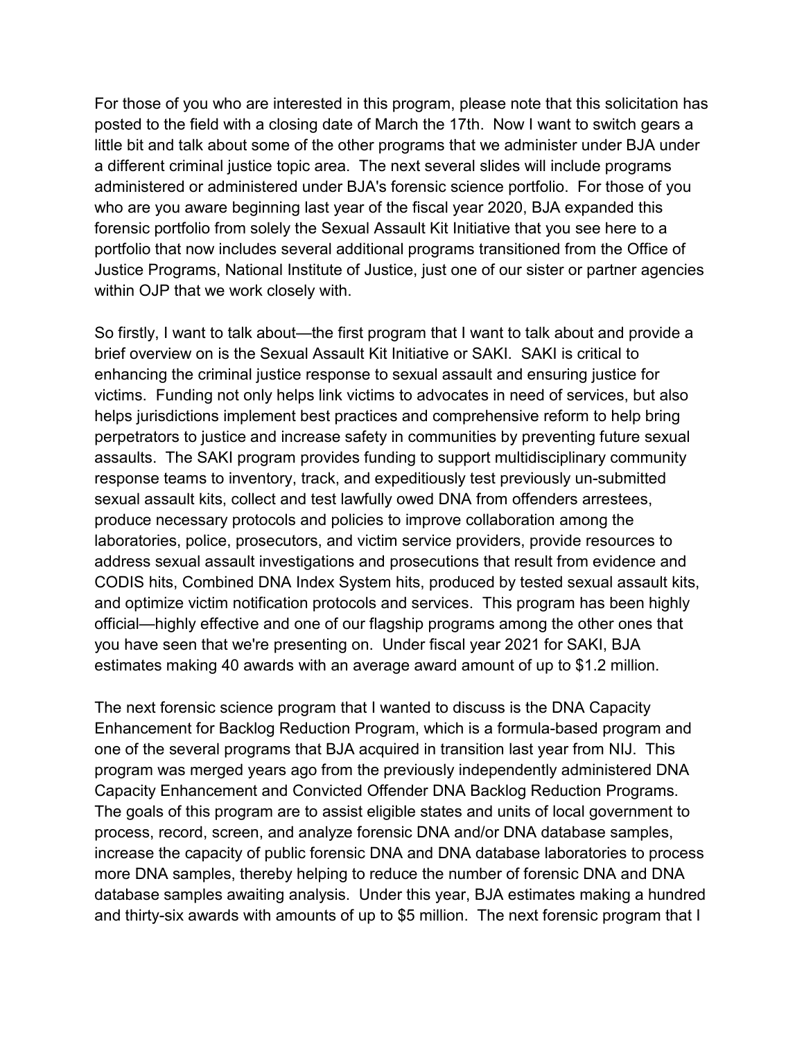For those of you who are interested in this program, please note that this solicitation has posted to the field with a closing date of March the 17th. Now I want to switch gears a little bit and talk about some of the other programs that we administer under BJA under a different criminal justice topic area. The next several slides will include programs administered or administered under BJA's forensic science portfolio. For those of you who are you aware beginning last year of the fiscal year 2020, BJA expanded this forensic portfolio from solely the Sexual Assault Kit Initiative that you see here to a portfolio that now includes several additional programs transitioned from the Office of Justice Programs, National Institute of Justice, just one of our sister or partner agencies within OJP that we work closely with.

So firstly, I want to talk about—the first program that I want to talk about and provide a brief overview on is the Sexual Assault Kit Initiative or SAKI. SAKI is critical to enhancing the criminal justice response to sexual assault and ensuring justice for victims. Funding not only helps link victims to advocates in need of services, but also helps jurisdictions implement best practices and comprehensive reform to help bring perpetrators to justice and increase safety in communities by preventing future sexual assaults. The SAKI program provides funding to support multidisciplinary community response teams to inventory, track, and expeditiously test previously un-submitted sexual assault kits, collect and test lawfully owed DNA from offenders arrestees, produce necessary protocols and policies to improve collaboration among the laboratories, police, prosecutors, and victim service providers, provide resources to address sexual assault investigations and prosecutions that result from evidence and CODIS hits, Combined DNA Index System hits, produced by tested sexual assault kits, and optimize victim notification protocols and services. This program has been highly official—highly effective and one of our flagship programs among the other ones that you have seen that we're presenting on. Under fiscal year 2021 for SAKI, BJA estimates making 40 awards with an average award amount of up to $1.2 million.

The next forensic science program that I wanted to discuss is the DNA Capacity Enhancement for Backlog Reduction Program, which is a formula-based program and one of the several programs that BJA acquired in transition last year from NIJ. This program was merged years ago from the previously independently administered DNA Capacity Enhancement and Convicted Offender DNA Backlog Reduction Programs. The goals of this program are to assist eligible states and units of local government to process, record, screen, and analyze forensic DNA and/or DNA database samples, increase the capacity of public forensic DNA and DNA database laboratories to process more DNA samples, thereby helping to reduce the number of forensic DNA and DNA database samples awaiting analysis. Under this year, BJA estimates making a hundred and thirty-six awards with amounts of up to $5 million. The next forensic program that I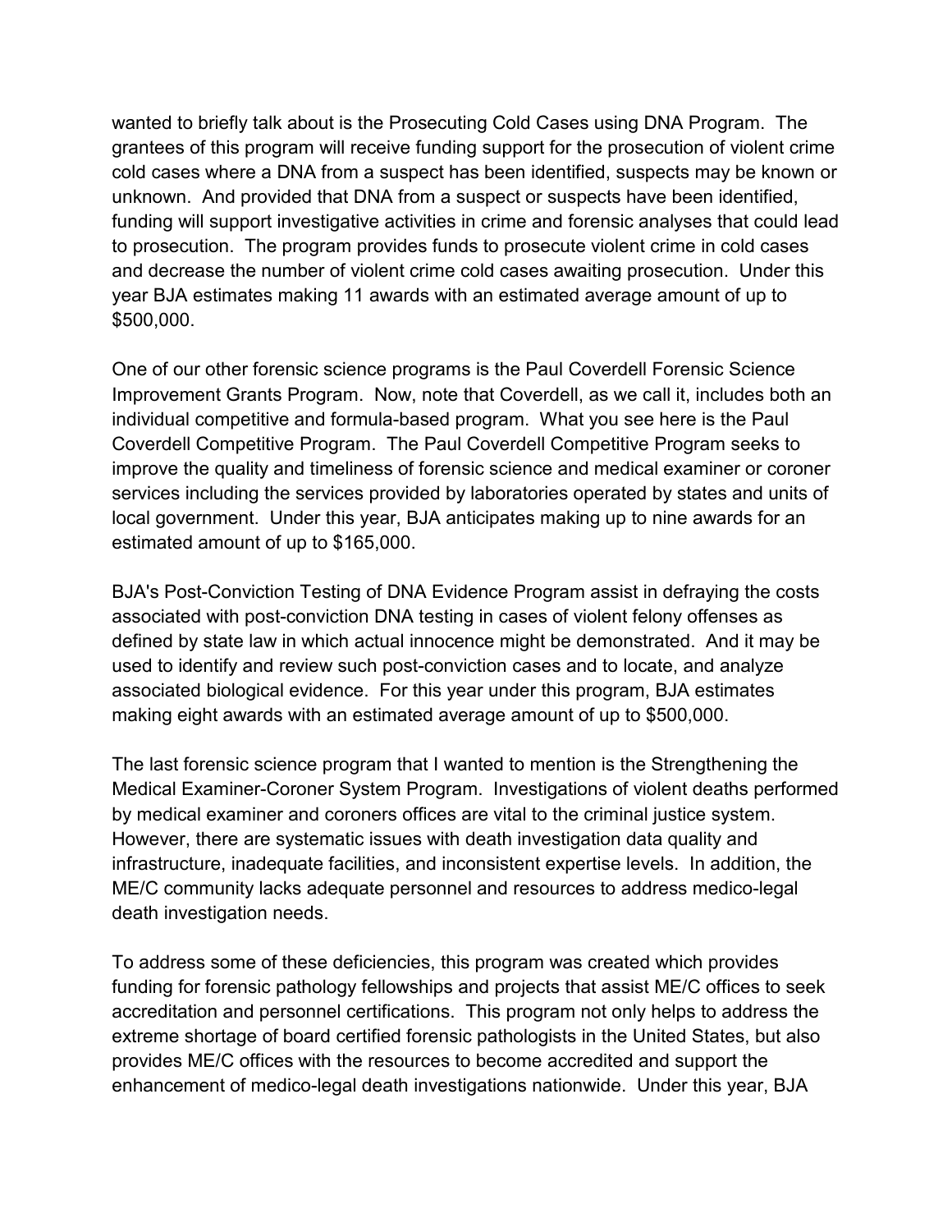wanted to briefly talk about is the Prosecuting Cold Cases using DNA Program. The grantees of this program will receive funding support for the prosecution of violent crime cold cases where a DNA from a suspect has been identified, suspects may be known or unknown. And provided that DNA from a suspect or suspects have been identified, funding will support investigative activities in crime and forensic analyses that could lead to prosecution. The program provides funds to prosecute violent crime in cold cases and decrease the number of violent crime cold cases awaiting prosecution. Under this year BJA estimates making 11 awards with an estimated average amount of up to $500,000.

One of our other forensic science programs is the Paul Coverdell Forensic Science Improvement Grants Program. Now, note that Coverdell, as we call it, includes both an individual competitive and formula-based program. What you see here is the Paul Coverdell Competitive Program. The Paul Coverdell Competitive Program seeks to improve the quality and timeliness of forensic science and medical examiner or coroner services including the services provided by laboratories operated by states and units of local government. Under this year, BJA anticipates making up to nine awards for an estimated amount of up to $165,000.

BJA's Post-Conviction Testing of DNA Evidence Program assist in defraying the costs associated with post-conviction DNA testing in cases of violent felony offenses as defined by state law in which actual innocence might be demonstrated. And it may be used to identify and review such post-conviction cases and to locate, and analyze associated biological evidence. For this year under this program, BJA estimates making eight awards with an estimated average amount of up to $500,000.

The last forensic science program that I wanted to mention is the Strengthening the Medical Examiner-Coroner System Program. Investigations of violent deaths performed by medical examiner and coroners offices are vital to the criminal justice system. However, there are systematic issues with death investigation data quality and infrastructure, inadequate facilities, and inconsistent expertise levels. In addition, the ME/C community lacks adequate personnel and resources to address medico-legal death investigation needs.

To address some of these deficiencies, this program was created which provides funding for forensic pathology fellowships and projects that assist ME/C offices to seek accreditation and personnel certifications. This program not only helps to address the extreme shortage of board certified forensic pathologists in the United States, but also provides ME/C offices with the resources to become accredited and support the enhancement of medico-legal death investigations nationwide. Under this year, BJA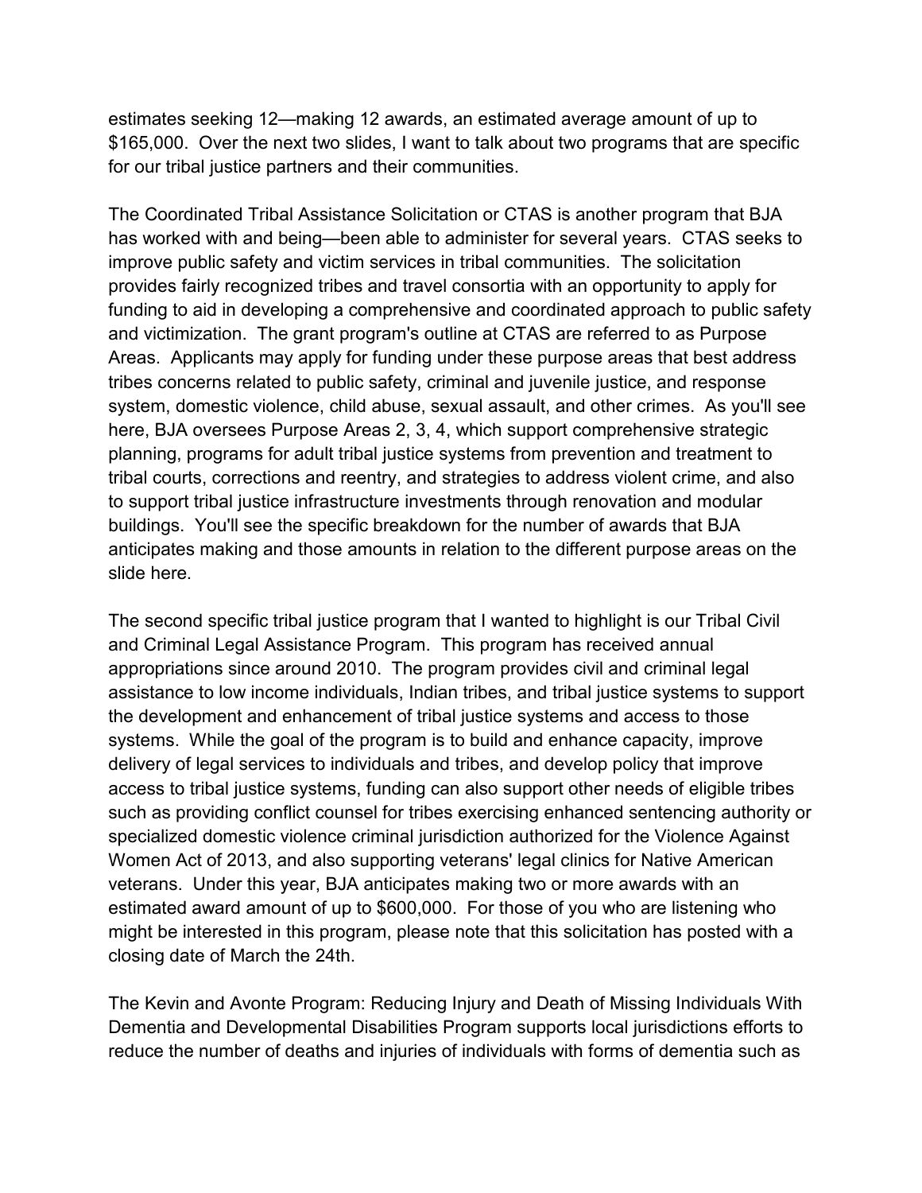estimates seeking 12—making 12 awards, an estimated average amount of up to $165,000. Over the next two slides, I want to talk about two programs that are specific for our tribal justice partners and their communities.

The Coordinated Tribal Assistance Solicitation or CTAS is another program that BJA has worked with and being—been able to administer for several years. CTAS seeks to improve public safety and victim services in tribal communities. The solicitation provides fairly recognized tribes and travel consortia with an opportunity to apply for funding to aid in developing a comprehensive and coordinated approach to public safety and victimization. The grant program's outline at CTAS are referred to as Purpose Areas. Applicants may apply for funding under these purpose areas that best address tribes concerns related to public safety, criminal and juvenile justice, and response system, domestic violence, child abuse, sexual assault, and other crimes. As you'll see here, BJA oversees Purpose Areas 2, 3, 4, which support comprehensive strategic planning, programs for adult tribal justice systems from prevention and treatment to tribal courts, corrections and reentry, and strategies to address violent crime, and also to support tribal justice infrastructure investments through renovation and modular buildings. You'll see the specific breakdown for the number of awards that BJA anticipates making and those amounts in relation to the different purpose areas on the slide here.

The second specific tribal justice program that I wanted to highlight is our Tribal Civil and Criminal Legal Assistance Program. This program has received annual appropriations since around 2010. The program provides civil and criminal legal assistance to low income individuals, Indian tribes, and tribal justice systems to support the development and enhancement of tribal justice systems and access to those systems. While the goal of the program is to build and enhance capacity, improve delivery of legal services to individuals and tribes, and develop policy that improve access to tribal justice systems, funding can also support other needs of eligible tribes such as providing conflict counsel for tribes exercising enhanced sentencing authority or specialized domestic violence criminal jurisdiction authorized for the Violence Against Women Act of 2013, and also supporting veterans' legal clinics for Native American veterans. Under this year, BJA anticipates making two or more awards with an estimated award amount of up to $600,000. For those of you who are listening who might be interested in this program, please note that this solicitation has posted with a closing date of March the 24th.

The Kevin and Avonte Program: Reducing Injury and Death of Missing Individuals With Dementia and Developmental Disabilities Program supports local jurisdictions efforts to reduce the number of deaths and injuries of individuals with forms of dementia such as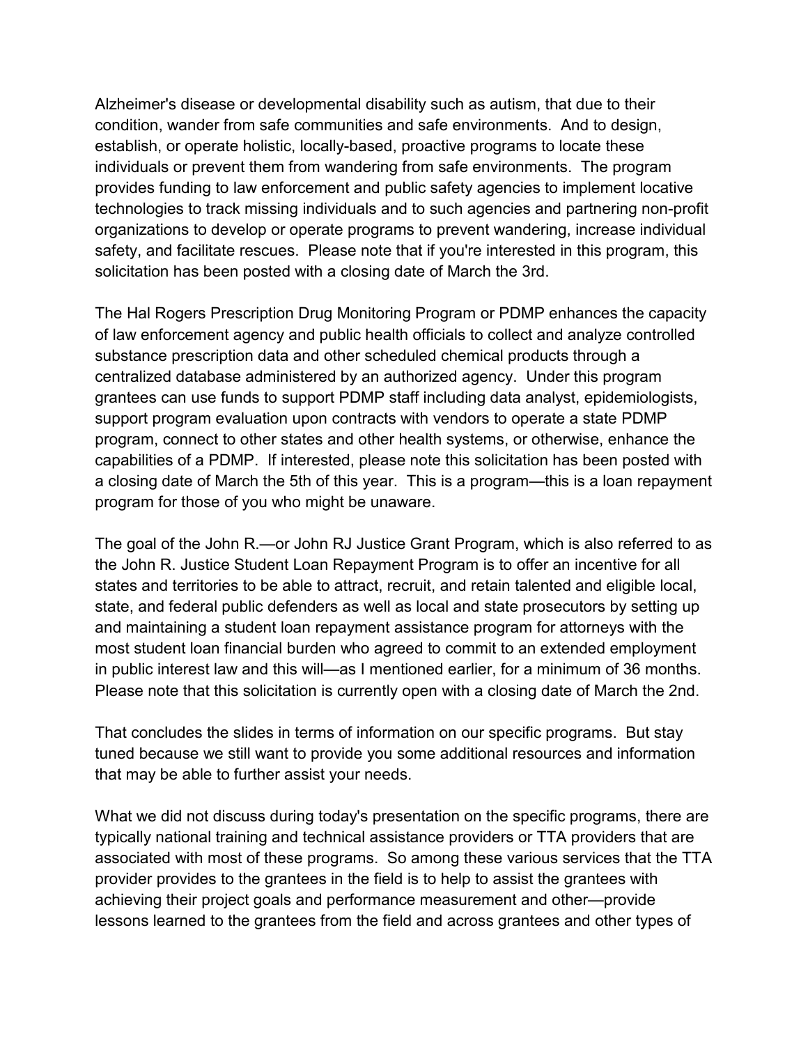Alzheimer's disease or developmental disability such as autism, that due to their condition, wander from safe communities and safe environments. And to design, establish, or operate holistic, locally-based, proactive programs to locate these individuals or prevent them from wandering from safe environments. The program provides funding to law enforcement and public safety agencies to implement locative technologies to track missing individuals and to such agencies and partnering non-profit organizations to develop or operate programs to prevent wandering, increase individual safety, and facilitate rescues. Please note that if you're interested in this program, this solicitation has been posted with a closing date of March the 3rd.

The Hal Rogers Prescription Drug Monitoring Program or PDMP enhances the capacity of law enforcement agency and public health officials to collect and analyze controlled substance prescription data and other scheduled chemical products through a centralized database administered by an authorized agency. Under this program grantees can use funds to support PDMP staff including data analyst, epidemiologists, support program evaluation upon contracts with vendors to operate a state PDMP program, connect to other states and other health systems, or otherwise, enhance the capabilities of a PDMP. If interested, please note this solicitation has been posted with a closing date of March the 5th of this year. This is a program—this is a loan repayment program for those of you who might be unaware.

The goal of the John R.—or John RJ Justice Grant Program, which is also referred to as the John R. Justice Student Loan Repayment Program is to offer an incentive for all states and territories to be able to attract, recruit, and retain talented and eligible local, state, and federal public defenders as well as local and state prosecutors by setting up and maintaining a student loan repayment assistance program for attorneys with the most student loan financial burden who agreed to commit to an extended employment in public interest law and this will—as I mentioned earlier, for a minimum of 36 months. Please note that this solicitation is currently open with a closing date of March the 2nd.

That concludes the slides in terms of information on our specific programs. But stay tuned because we still want to provide you some additional resources and information that may be able to further assist your needs.

What we did not discuss during today's presentation on the specific programs, there are typically national training and technical assistance providers or TTA providers that are associated with most of these programs. So among these various services that the TTA provider provides to the grantees in the field is to help to assist the grantees with achieving their project goals and performance measurement and other—provide lessons learned to the grantees from the field and across grantees and other types of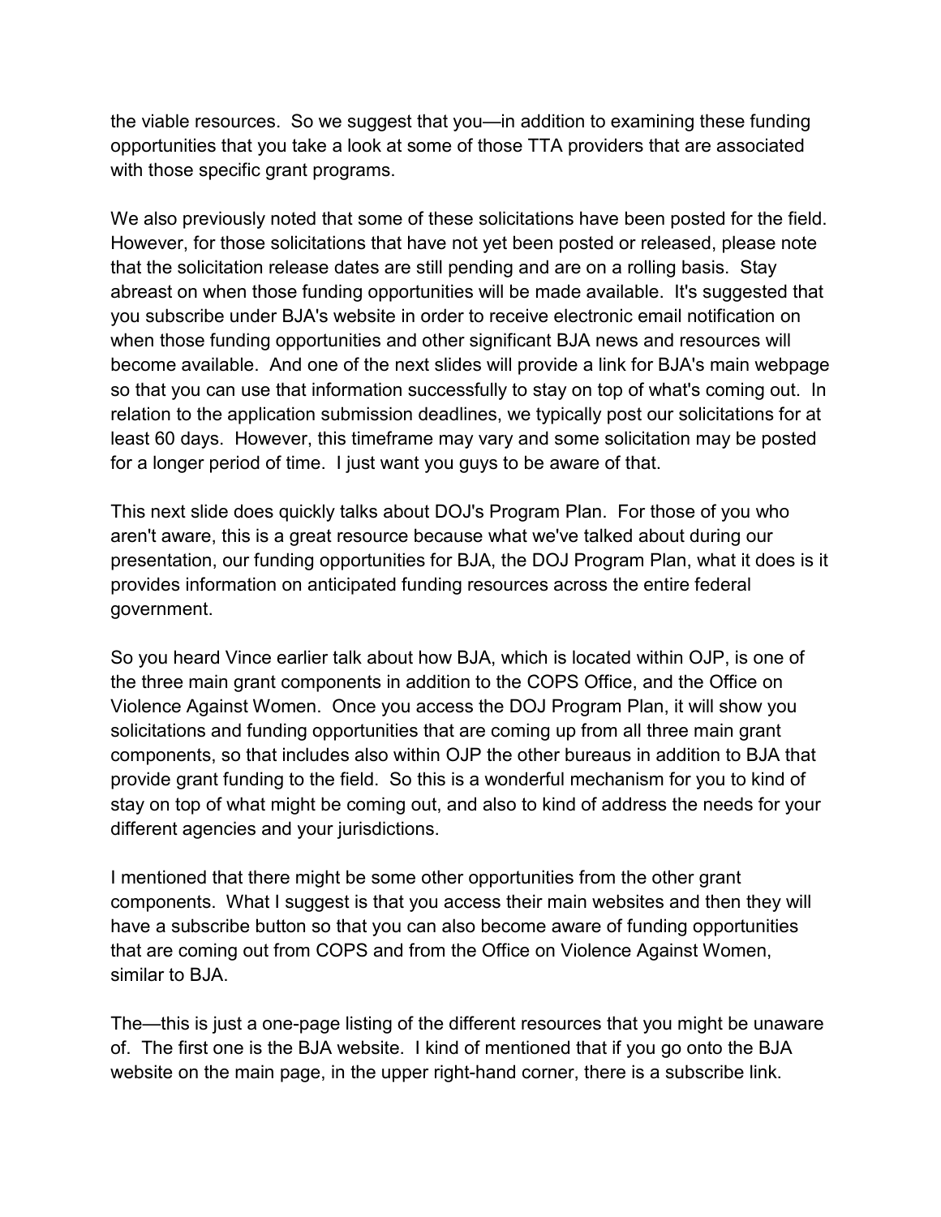the viable resources. So we suggest that you—in addition to examining these funding opportunities that you take a look at some of those TTA providers that are associated with those specific grant programs.

We also previously noted that some of these solicitations have been posted for the field. However, for those solicitations that have not yet been posted or released, please note that the solicitation release dates are still pending and are on a rolling basis. Stay abreast on when those funding opportunities will be made available. It's suggested that you subscribe under BJA's website in order to receive electronic email notification on when those funding opportunities and other significant BJA news and resources will become available. And one of the next slides will provide a link for BJA's main webpage so that you can use that information successfully to stay on top of what's coming out. In relation to the application submission deadlines, we typically post our solicitations for at least 60 days. However, this timeframe may vary and some solicitation may be posted for a longer period of time. I just want you guys to be aware of that.

This next slide does quickly talks about DOJ's Program Plan. For those of you who aren't aware, this is a great resource because what we've talked about during our presentation, our funding opportunities for BJA, the DOJ Program Plan, what it does is it provides information on anticipated funding resources across the entire federal government.

So you heard Vince earlier talk about how BJA, which is located within OJP, is one of the three main grant components in addition to the COPS Office, and the Office on Violence Against Women. Once you access the DOJ Program Plan, it will show you solicitations and funding opportunities that are coming up from all three main grant components, so that includes also within OJP the other bureaus in addition to BJA that provide grant funding to the field. So this is a wonderful mechanism for you to kind of stay on top of what might be coming out, and also to kind of address the needs for your different agencies and your jurisdictions.

I mentioned that there might be some other opportunities from the other grant components. What I suggest is that you access their main websites and then they will have a subscribe button so that you can also become aware of funding opportunities that are coming out from COPS and from the Office on Violence Against Women, similar to BJA.

The—this is just a one-page listing of the different resources that you might be unaware of. The first one is the BJA website. I kind of mentioned that if you go onto the BJA website on the main page, in the upper right-hand corner, there is a subscribe link.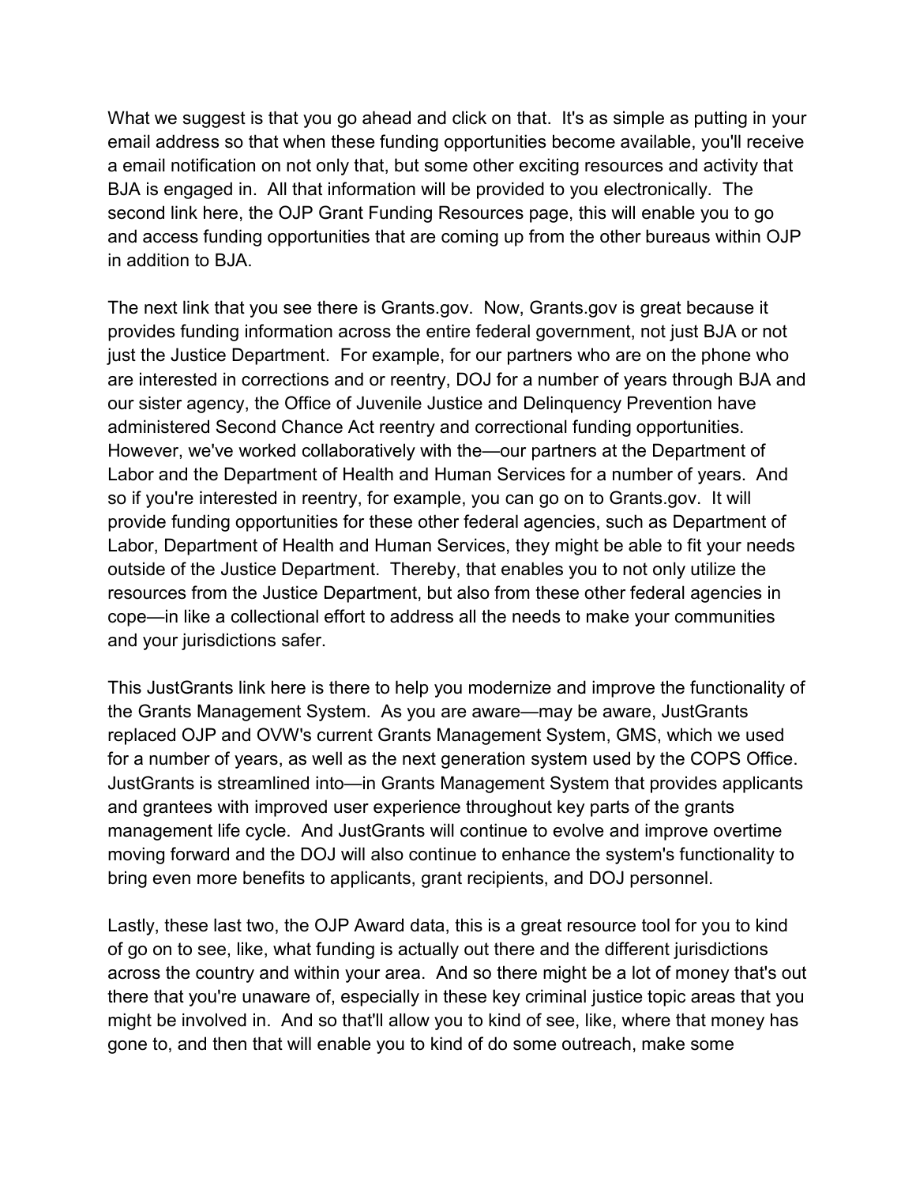What we suggest is that you go ahead and click on that. It's as simple as putting in your email address so that when these funding opportunities become available, you'll receive a email notification on not only that, but some other exciting resources and activity that BJA is engaged in. All that information will be provided to you electronically. The second link here, the OJP Grant Funding Resources page, this will enable you to go and access funding opportunities that are coming up from the other bureaus within OJP in addition to BJA.

The next link that you see there is Grants.gov. Now, Grants.gov is great because it provides funding information across the entire federal government, not just BJA or not just the Justice Department. For example, for our partners who are on the phone who are interested in corrections and or reentry, DOJ for a number of years through BJA and our sister agency, the Office of Juvenile Justice and Delinquency Prevention have administered Second Chance Act reentry and correctional funding opportunities. However, we've worked collaboratively with the—our partners at the Department of Labor and the Department of Health and Human Services for a number of years. And so if you're interested in reentry, for example, you can go on to Grants.gov. It will provide funding opportunities for these other federal agencies, such as Department of Labor, Department of Health and Human Services, they might be able to fit your needs outside of the Justice Department. Thereby, that enables you to not only utilize the resources from the Justice Department, but also from these other federal agencies in cope—in like a collectional effort to address all the needs to make your communities and your jurisdictions safer.

This JustGrants link here is there to help you modernize and improve the functionality of the Grants Management System. As you are aware—may be aware, JustGrants replaced OJP and OVW's current Grants Management System, GMS, which we used for a number of years, as well as the next generation system used by the COPS Office. JustGrants is streamlined into—in Grants Management System that provides applicants and grantees with improved user experience throughout key parts of the grants management life cycle. And JustGrants will continue to evolve and improve overtime moving forward and the DOJ will also continue to enhance the system's functionality to bring even more benefits to applicants, grant recipients, and DOJ personnel.

Lastly, these last two, the OJP Award data, this is a great resource tool for you to kind of go on to see, like, what funding is actually out there and the different jurisdictions across the country and within your area. And so there might be a lot of money that's out there that you're unaware of, especially in these key criminal justice topic areas that you might be involved in. And so that'll allow you to kind of see, like, where that money has gone to, and then that will enable you to kind of do some outreach, make some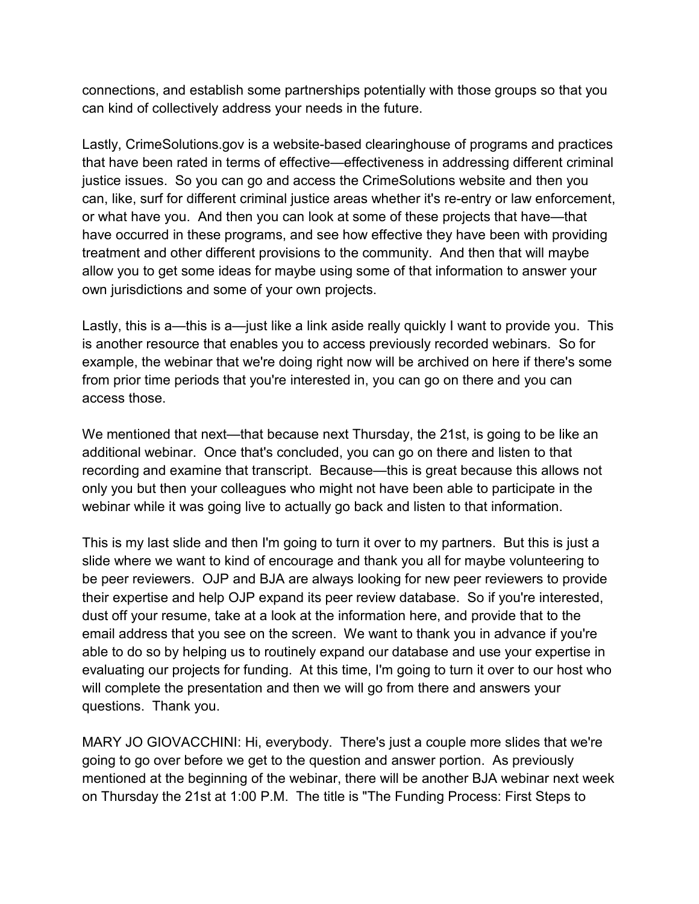connections, and establish some partnerships potentially with those groups so that you can kind of collectively address your needs in the future.

Lastly, CrimeSolutions.gov is a website-based clearinghouse of programs and practices that have been rated in terms of effective—effectiveness in addressing different criminal justice issues. So you can go and access the CrimeSolutions website and then you can, like, surf for different criminal justice areas whether it's re-entry or law enforcement, or what have you. And then you can look at some of these projects that have—that have occurred in these programs, and see how effective they have been with providing treatment and other different provisions to the community. And then that will maybe allow you to get some ideas for maybe using some of that information to answer your own jurisdictions and some of your own projects.

Lastly, this is a—this is a—just like a link aside really quickly I want to provide you. This is another resource that enables you to access previously recorded webinars. So for example, the webinar that we're doing right now will be archived on here if there's some from prior time periods that you're interested in, you can go on there and you can access those.

We mentioned that next—that because next Thursday, the 21st, is going to be like an additional webinar. Once that's concluded, you can go on there and listen to that recording and examine that transcript. Because—this is great because this allows not only you but then your colleagues who might not have been able to participate in the webinar while it was going live to actually go back and listen to that information.

This is my last slide and then I'm going to turn it over to my partners. But this is just a slide where we want to kind of encourage and thank you all for maybe volunteering to be peer reviewers. OJP and BJA are always looking for new peer reviewers to provide their expertise and help OJP expand its peer review database. So if you're interested, dust off your resume, take at a look at the information here, and provide that to the email address that you see on the screen. We want to thank you in advance if you're able to do so by helping us to routinely expand our database and use your expertise in evaluating our projects for funding. At this time, I'm going to turn it over to our host who will complete the presentation and then we will go from there and answers your questions. Thank you.

MARY JO GIOVACCHINI: Hi, everybody. There's just a couple more slides that we're going to go over before we get to the question and answer portion. As previously mentioned at the beginning of the webinar, there will be another BJA webinar next week on Thursday the 21st at 1:00 P.M. The title is "The Funding Process: First Steps to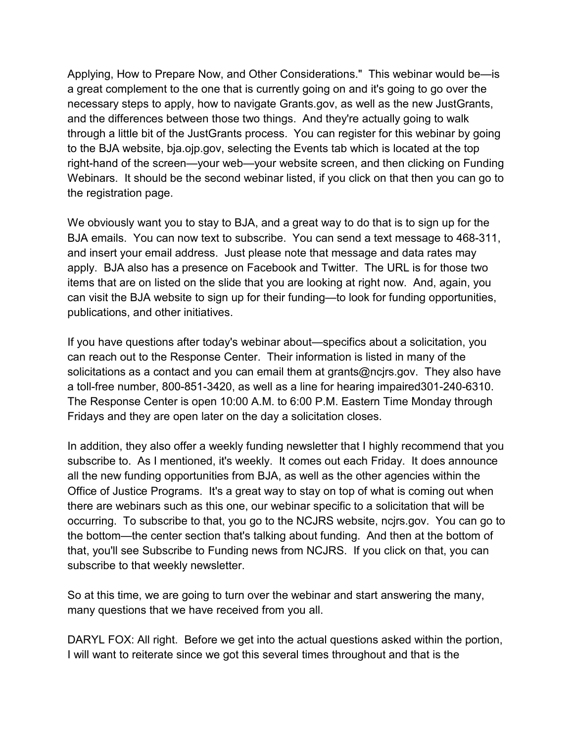Applying, How to Prepare Now, and Other Considerations." This webinar would be—is a great complement to the one that is currently going on and it's going to go over the necessary steps to apply, how to navigate Grants.gov, as well as the new JustGrants, and the differences between those two things. And they're actually going to walk through a little bit of the JustGrants process. You can register for this webinar by going to the BJA website, bja.ojp.gov, selecting the Events tab which is located at the top right-hand of the screen—your web—your website screen, and then clicking on Funding Webinars. It should be the second webinar listed, if you click on that then you can go to the registration page.

We obviously want you to stay to BJA, and a great way to do that is to sign up for the BJA emails. You can now text to subscribe. You can send a text message to 468-311, and insert your email address. Just please note that message and data rates may apply. BJA also has a presence on Facebook and Twitter. The URL is for those two items that are on listed on the slide that you are looking at right now. And, again, you can visit the BJA website to sign up for their funding—to look for funding opportunities, publications, and other initiatives.

If you have questions after today's webinar about—specifics about a solicitation, you can reach out to the Response Center. Their information is listed in many of the solicitations as a contact and you can email them at grants@ncjrs.gov. They also have a toll-free number, 800-851-3420, as well as a line for hearing impaired301-240-6310. The Response Center is open 10:00 A.M. to 6:00 P.M. Eastern Time Monday through Fridays and they are open later on the day a solicitation closes.

In addition, they also offer a weekly funding newsletter that I highly recommend that you subscribe to. As I mentioned, it's weekly. It comes out each Friday. It does announce all the new funding opportunities from BJA, as well as the other agencies within the Office of Justice Programs. It's a great way to stay on top of what is coming out when there are webinars such as this one, our webinar specific to a solicitation that will be occurring. To subscribe to that, you go to the NCJRS website, ncjrs.gov. You can go to the bottom—the center section that's talking about funding. And then at the bottom of that, you'll see Subscribe to Funding news from NCJRS. If you click on that, you can subscribe to that weekly newsletter.

So at this time, we are going to turn over the webinar and start answering the many, many questions that we have received from you all.

DARYL FOX: All right. Before we get into the actual questions asked within the portion, I will want to reiterate since we got this several times throughout and that is the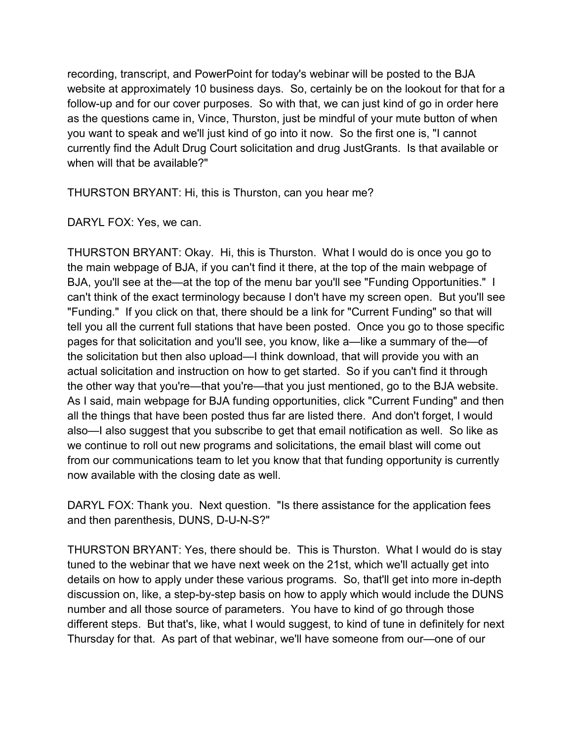recording, transcript, and PowerPoint for today's webinar will be posted to the BJA website at approximately 10 business days. So, certainly be on the lookout for that for a follow-up and for our cover purposes. So with that, we can just kind of go in order here as the questions came in, Vince, Thurston, just be mindful of your mute button of when you want to speak and we'll just kind of go into it now. So the first one is, "I cannot currently find the Adult Drug Court solicitation and drug JustGrants. Is that available or when will that be available?"

THURSTON BRYANT: Hi, this is Thurston, can you hear me?

DARYL FOX: Yes, we can.

THURSTON BRYANT: Okay. Hi, this is Thurston. What I would do is once you go to the main webpage of BJA, if you can't find it there, at the top of the main webpage of BJA, you'll see at the—at the top of the menu bar you'll see "Funding Opportunities." I can't think of the exact terminology because I don't have my screen open. But you'll see "Funding." If you click on that, there should be a link for "Current Funding" so that will tell you all the current full stations that have been posted. Once you go to those specific pages for that solicitation and you'll see, you know, like a—like a summary of the—of the solicitation but then also upload—I think download, that will provide you with an actual solicitation and instruction on how to get started. So if you can't find it through the other way that you're—that you're—that you just mentioned, go to the BJA website. As I said, main webpage for BJA funding opportunities, click "Current Funding" and then all the things that have been posted thus far are listed there. And don't forget, I would also—I also suggest that you subscribe to get that email notification as well. So like as we continue to roll out new programs and solicitations, the email blast will come out from our communications team to let you know that that funding opportunity is currently now available with the closing date as well.

DARYL FOX: Thank you. Next question. "Is there assistance for the application fees and then parenthesis, DUNS, D-U-N-S?"

THURSTON BRYANT: Yes, there should be. This is Thurston. What I would do is stay tuned to the webinar that we have next week on the 21st, which we'll actually get into details on how to apply under these various programs. So, that'll get into more in-depth discussion on, like, a step-by-step basis on how to apply which would include the DUNS number and all those source of parameters. You have to kind of go through those different steps. But that's, like, what I would suggest, to kind of tune in definitely for next Thursday for that. As part of that webinar, we'll have someone from our—one of our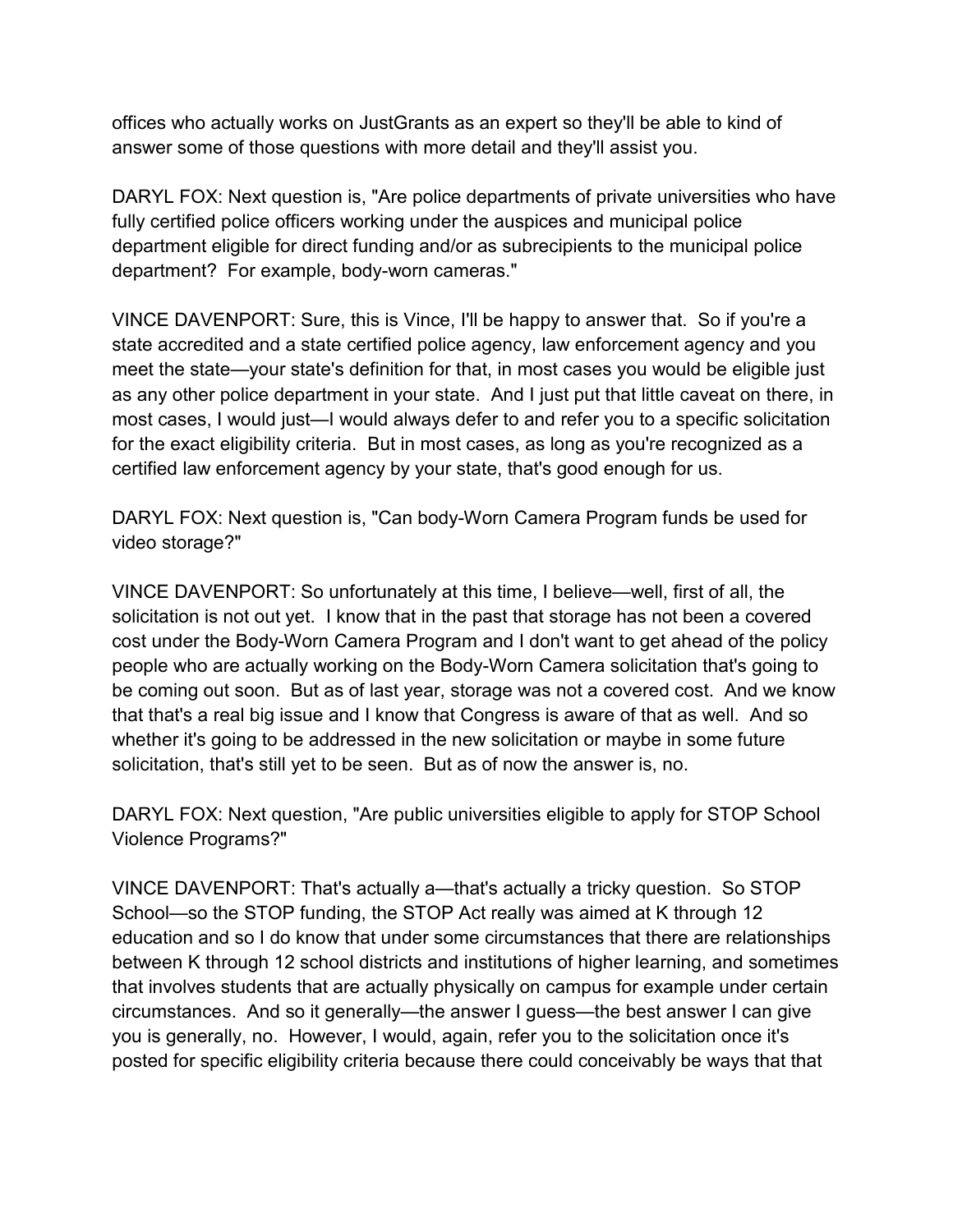offices who actually works on JustGrants as an expert so they'll be able to kind of answer some of those questions with more detail and they'll assist you.

DARYL FOX: Next question is, "Are police departments of private universities who have fully certified police officers working under the auspices and municipal police department eligible for direct funding and/or as subrecipients to the municipal police department? For example, body-worn cameras."

VINCE DAVENPORT: Sure, this is Vince, I'll be happy to answer that. So if you're a state accredited and a state certified police agency, law enforcement agency and you meet the state—your state's definition for that, in most cases you would be eligible just as any other police department in your state. And I just put that little caveat on there, in most cases, I would just—I would always defer to and refer you to a specific solicitation for the exact eligibility criteria. But in most cases, as long as you're recognized as a certified law enforcement agency by your state, that's good enough for us.

DARYL FOX: Next question is, "Can body-Worn Camera Program funds be used for video storage?"

VINCE DAVENPORT: So unfortunately at this time, I believe—well, first of all, the solicitation is not out yet. I know that in the past that storage has not been a covered cost under the Body-Worn Camera Program and I don't want to get ahead of the policy people who are actually working on the Body-Worn Camera solicitation that's going to be coming out soon. But as of last year, storage was not a covered cost. And we know that that's a real big issue and I know that Congress is aware of that as well. And so whether it's going to be addressed in the new solicitation or maybe in some future solicitation, that's still yet to be seen. But as of now the answer is, no.

DARYL FOX: Next question, "Are public universities eligible to apply for STOP School Violence Programs?"

VINCE DAVENPORT: That's actually a—that's actually a tricky question. So STOP School—so the STOP funding, the STOP Act really was aimed at K through 12 education and so I do know that under some circumstances that there are relationships between K through 12 school districts and institutions of higher learning, and sometimes that involves students that are actually physically on campus for example under certain circumstances. And so it generally—the answer I guess—the best answer I can give you is generally, no. However, I would, again, refer you to the solicitation once it's posted for specific eligibility criteria because there could conceivably be ways that that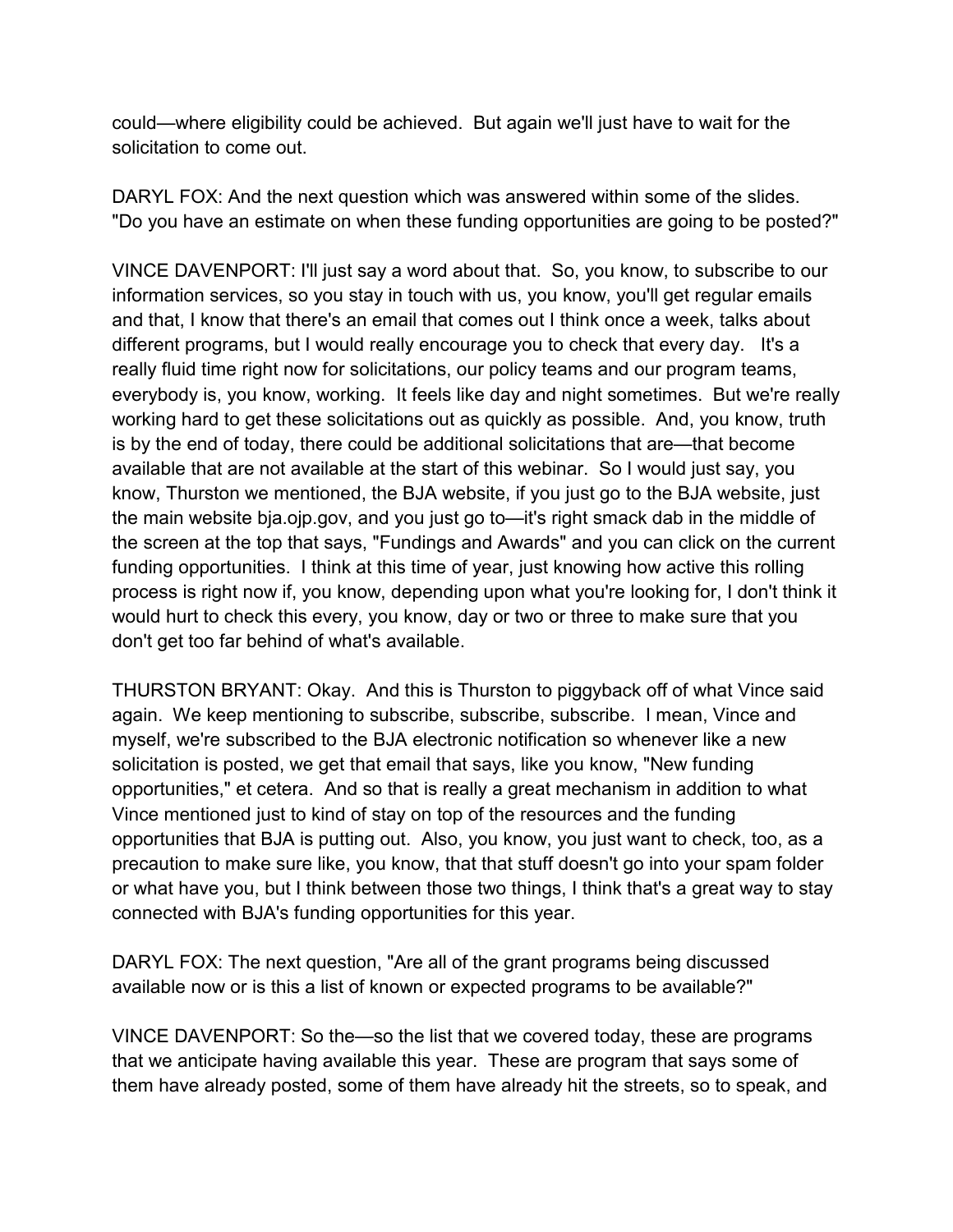could—where eligibility could be achieved. But again we'll just have to wait for the solicitation to come out.

DARYL FOX: And the next question which was answered within some of the slides. "Do you have an estimate on when these funding opportunities are going to be posted?"

VINCE DAVENPORT: I'll just say a word about that. So, you know, to subscribe to our information services, so you stay in touch with us, you know, you'll get regular emails and that, I know that there's an email that comes out I think once a week, talks about different programs, but I would really encourage you to check that every day. It's a really fluid time right now for solicitations, our policy teams and our program teams, everybody is, you know, working. It feels like day and night sometimes. But we're really working hard to get these solicitations out as quickly as possible. And, you know, truth is by the end of today, there could be additional solicitations that are—that become available that are not available at the start of this webinar. So I would just say, you know, Thurston we mentioned, the BJA website, if you just go to the BJA website, just the main website bja.ojp.gov, and you just go to—it's right smack dab in the middle of the screen at the top that says, "Fundings and Awards" and you can click on the current funding opportunities. I think at this time of year, just knowing how active this rolling process is right now if, you know, depending upon what you're looking for, I don't think it would hurt to check this every, you know, day or two or three to make sure that you don't get too far behind of what's available.

THURSTON BRYANT: Okay. And this is Thurston to piggyback off of what Vince said again. We keep mentioning to subscribe, subscribe, subscribe. I mean, Vince and myself, we're subscribed to the BJA electronic notification so whenever like a new solicitation is posted, we get that email that says, like you know, "New funding opportunities," et cetera. And so that is really a great mechanism in addition to what Vince mentioned just to kind of stay on top of the resources and the funding opportunities that BJA is putting out. Also, you know, you just want to check, too, as a precaution to make sure like, you know, that that stuff doesn't go into your spam folder or what have you, but I think between those two things, I think that's a great way to stay connected with BJA's funding opportunities for this year.

DARYL FOX: The next question, "Are all of the grant programs being discussed available now or is this a list of known or expected programs to be available?"

VINCE DAVENPORT: So the—so the list that we covered today, these are programs that we anticipate having available this year. These are program that says some of them have already posted, some of them have already hit the streets, so to speak, and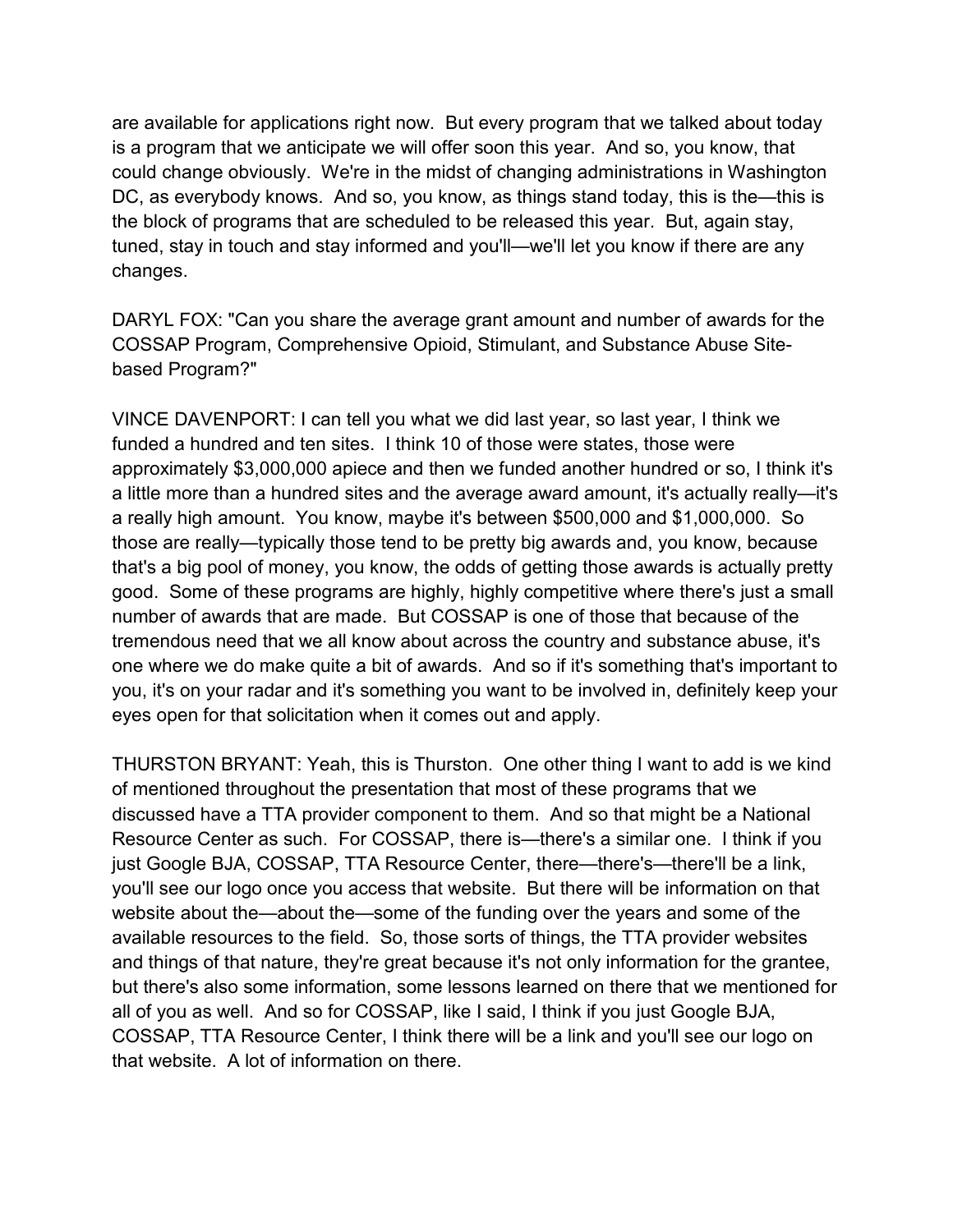are available for applications right now. But every program that we talked about today is a program that we anticipate we will offer soon this year. And so, you know, that could change obviously. We're in the midst of changing administrations in Washington DC, as everybody knows. And so, you know, as things stand today, this is the—this is the block of programs that are scheduled to be released this year. But, again stay, tuned, stay in touch and stay informed and you'll—we'll let you know if there are any changes.

DARYL FOX: "Can you share the average grant amount and number of awards for the COSSAP Program, Comprehensive Opioid, Stimulant, and Substance Abuse Site-based Program?"

VINCE DAVENPORT: I can tell you what we did last year, so last year, I think we funded a hundred and ten sites. I think 10 of those were states, those were approximately $3,000,000 apiece and then we funded another hundred or so, I think it's a little more than a hundred sites and the average award amount, it's actually really—it's a really high amount. You know, maybe it's between $500,000 and $1,000,000. So those are really—typically those tend to be pretty big awards and, you know, because that's a big pool of money, you know, the odds of getting those awards is actually pretty good. Some of these programs are highly, highly competitive where there's just a small number of awards that are made. But COSSAP is one of those that because of the tremendous need that we all know about across the country and substance abuse, it's one where we do make quite a bit of awards. And so if it's something that's important to you, it's on your radar and it's something you want to be involved in, definitely keep your eyes open for that solicitation when it comes out and apply.

THURSTON BRYANT: Yeah, this is Thurston. One other thing I want to add is we kind of mentioned throughout the presentation that most of these programs that we discussed have a TTA provider component to them. And so that might be a National Resource Center as such. For COSSAP, there is—there's a similar one. I think if you just Google BJA, COSSAP, TTA Resource Center, there—there's—there'll be a link, you'll see our logo once you access that website. But there will be information on that website about the—about the—some of the funding over the years and some of the available resources to the field. So, those sorts of things, the TTA provider websites and things of that nature, they're great because it's not only information for the grantee, but there's also some information, some lessons learned on there that we mentioned for all of you as well. And so for COSSAP, like I said, I think if you just Google BJA, COSSAP, TTA Resource Center, I think there will be a link and you'll see our logo on that website. A lot of information on there.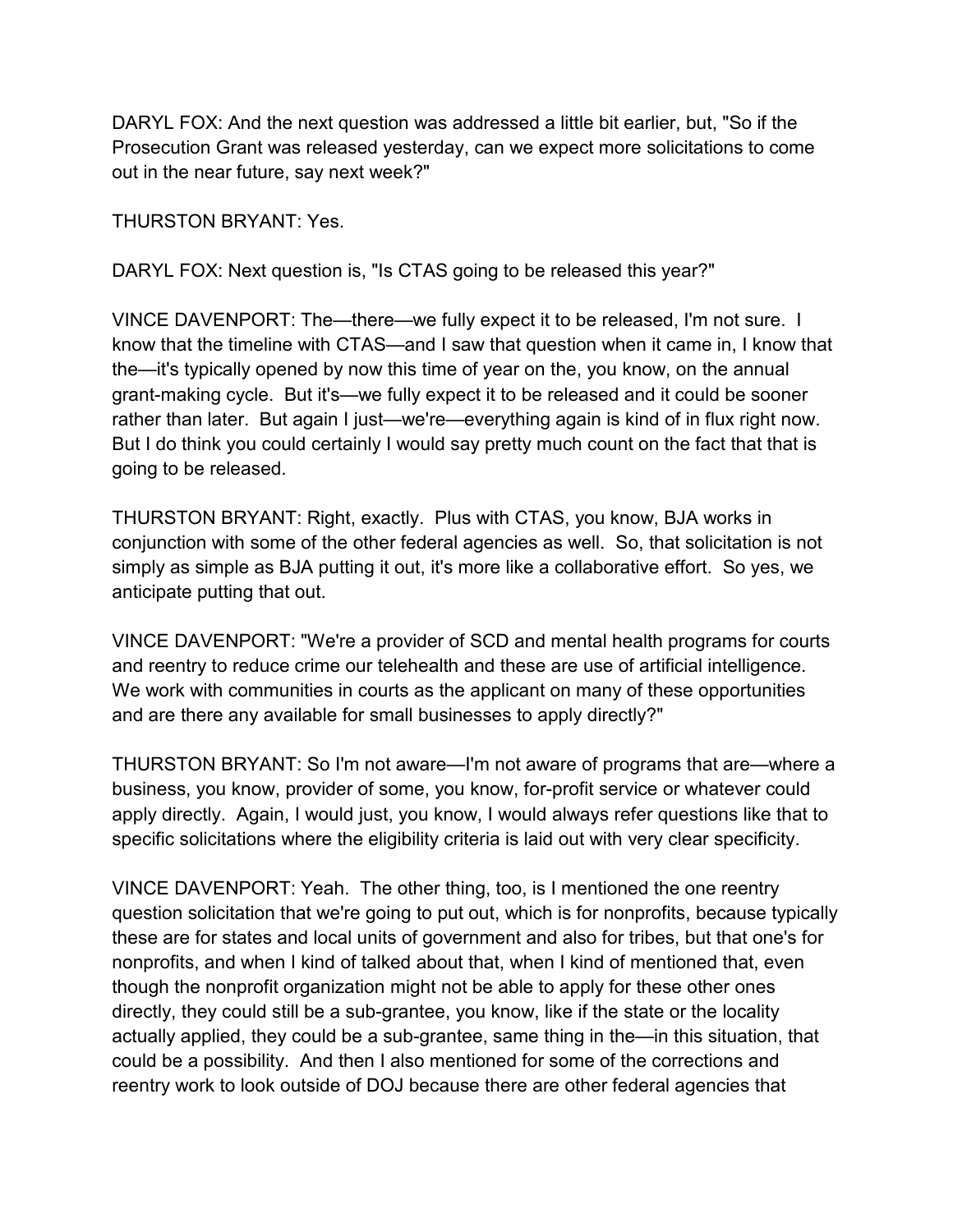DARYL FOX: And the next question was addressed a little bit earlier, but, "So if the Prosecution Grant was released yesterday, can we expect more solicitations to come out in the near future, say next week?"

THURSTON BRYANT: Yes.

DARYL FOX: Next question is, "Is CTAS going to be released this year?"

VINCE DAVENPORT: The—there—we fully expect it to be released, I'm not sure. I know that the timeline with CTAS—and I saw that question when it came in, I know that the—it's typically opened by now this time of year on the, you know, on the annual grant-making cycle. But it's—we fully expect it to be released and it could be sooner rather than later. But again I just—we're—everything again is kind of in flux right now. But I do think you could certainly I would say pretty much count on the fact that that is going to be released.

THURSTON BRYANT: Right, exactly. Plus with CTAS, you know, BJA works in conjunction with some of the other federal agencies as well. So, that solicitation is not simply as simple as BJA putting it out, it's more like a collaborative effort. So yes, we anticipate putting that out.

VINCE DAVENPORT: "We're a provider of SCD and mental health programs for courts and reentry to reduce crime our telehealth and these are use of artificial intelligence. We work with communities in courts as the applicant on many of these opportunities and are there any available for small businesses to apply directly?"

THURSTON BRYANT: So I'm not aware—I'm not aware of programs that are—where a business, you know, provider of some, you know, for-profit service or whatever could apply directly. Again, I would just, you know, I would always refer questions like that to specific solicitations where the eligibility criteria is laid out with very clear specificity.

VINCE DAVENPORT: Yeah. The other thing, too, is I mentioned the one reentry question solicitation that we're going to put out, which is for nonprofits, because typically these are for states and local units of government and also for tribes, but that one's for nonprofits, and when I kind of talked about that, when I kind of mentioned that, even though the nonprofit organization might not be able to apply for these other ones directly, they could still be a sub-grantee, you know, like if the state or the locality actually applied, they could be a sub-grantee, same thing in the—in this situation, that could be a possibility. And then I also mentioned for some of the corrections and reentry work to look outside of DOJ because there are other federal agencies that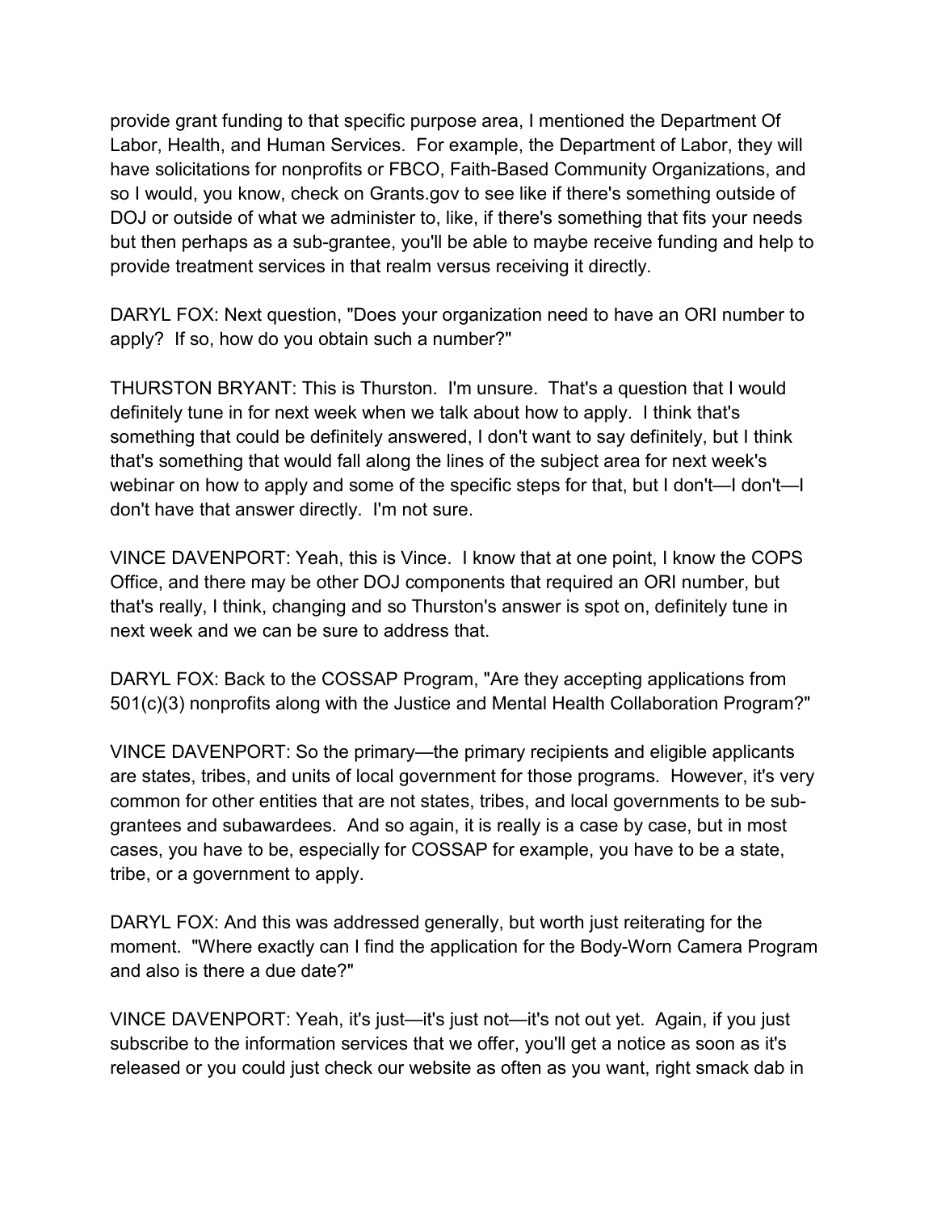provide grant funding to that specific purpose area, I mentioned the Department Of Labor, Health, and Human Services. For example, the Department of Labor, they will have solicitations for nonprofits or FBCO, Faith-Based Community Organizations, and so I would, you know, check on Grants.gov to see like if there's something outside of DOJ or outside of what we administer to, like, if there's something that fits your needs but then perhaps as a sub-grantee, you'll be able to maybe receive funding and help to provide treatment services in that realm versus receiving it directly.

DARYL FOX: Next question, "Does your organization need to have an ORI number to apply? If so, how do you obtain such a number?"

THURSTON BRYANT: This is Thurston. I'm unsure. That's a question that I would definitely tune in for next week when we talk about how to apply. I think that's something that could be definitely answered, I don't want to say definitely, but I think that's something that would fall along the lines of the subject area for next week's webinar on how to apply and some of the specific steps for that, but I don't—I don't—I don't have that answer directly. I'm not sure.

VINCE DAVENPORT: Yeah, this is Vince. I know that at one point, I know the COPS Office, and there may be other DOJ components that required an ORI number, but that's really, I think, changing and so Thurston's answer is spot on, definitely tune in next week and we can be sure to address that.

DARYL FOX: Back to the COSSAP Program, "Are they accepting applications from 501(c)(3) nonprofits along with the Justice and Mental Health Collaboration Program?"

VINCE DAVENPORT: So the primary—the primary recipients and eligible applicants are states, tribes, and units of local government for those programs. However, it's very common for other entities that are not states, tribes, and local governments to be sub-grantees and subawardees. And so again, it is really is a case by case, but in most cases, you have to be, especially for COSSAP for example, you have to be a state, tribe, or a government to apply.

DARYL FOX: And this was addressed generally, but worth just reiterating for the moment. "Where exactly can I find the application for the Body-Worn Camera Program and also is there a due date?"

VINCE DAVENPORT: Yeah, it's just—it's just not—it's not out yet. Again, if you just subscribe to the information services that we offer, you'll get a notice as soon as it's released or you could just check our website as often as you want, right smack dab in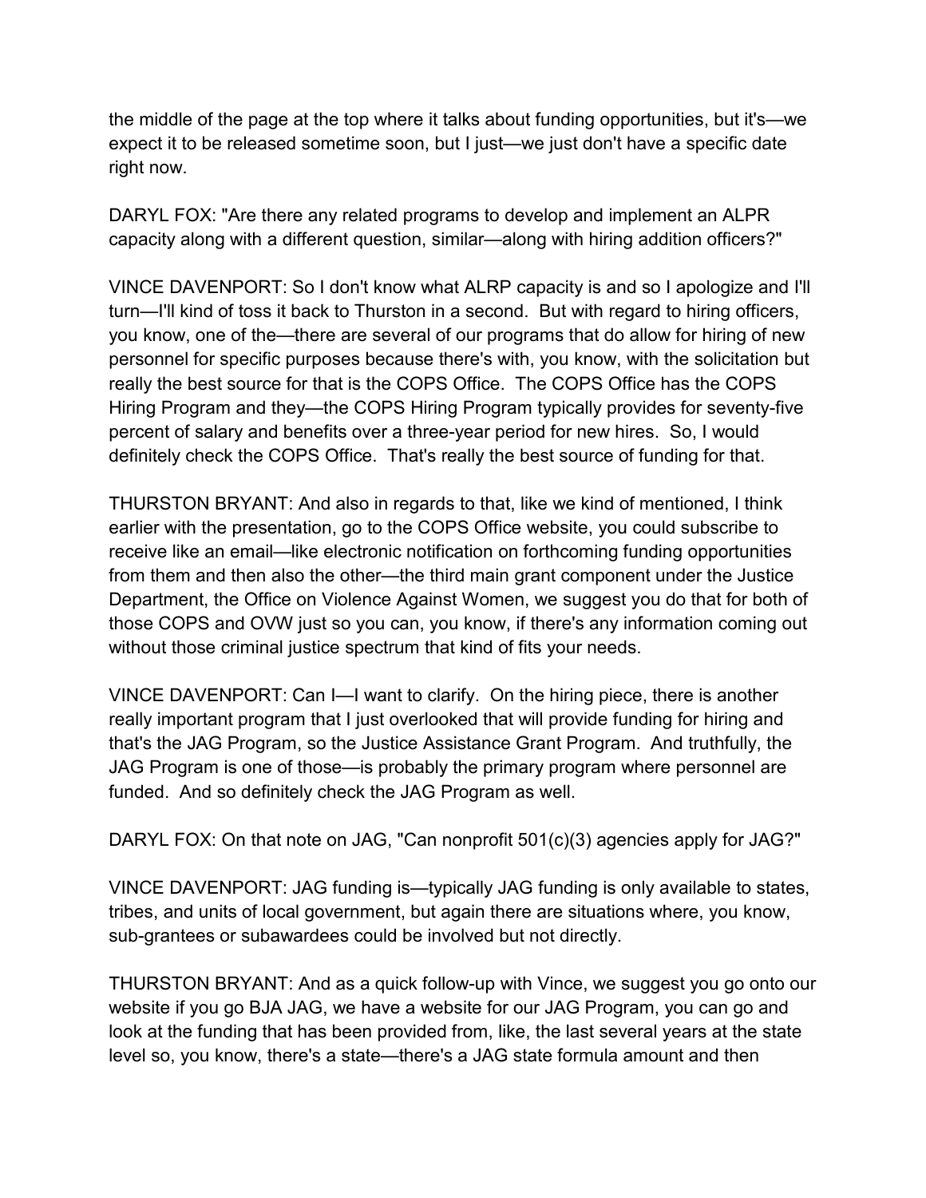the middle of the page at the top where it talks about funding opportunities, but it's—we expect it to be released sometime soon, but I just—we just don't have a specific date right now.

DARYL FOX: "Are there any related programs to develop and implement an ALPR capacity along with a different question, similar—along with hiring addition officers?"

VINCE DAVENPORT: So I don't know what ALRP capacity is and so I apologize and I'll turn—I'll kind of toss it back to Thurston in a second. But with regard to hiring officers, you know, one of the—there are several of our programs that do allow for hiring of new personnel for specific purposes because there's with, you know, with the solicitation but really the best source for that is the COPS Office. The COPS Office has the COPS Hiring Program and they—the COPS Hiring Program typically provides for seventy-five percent of salary and benefits over a three-year period for new hires. So, I would definitely check the COPS Office. That's really the best source of funding for that.

THURSTON BRYANT: And also in regards to that, like we kind of mentioned, I think earlier with the presentation, go to the COPS Office website, you could subscribe to receive like an email—like electronic notification on forthcoming funding opportunities from them and then also the other—the third main grant component under the Justice Department, the Office on Violence Against Women, we suggest you do that for both of those COPS and OVW just so you can, you know, if there's any information coming out without those criminal justice spectrum that kind of fits your needs.

VINCE DAVENPORT: Can I—I want to clarify. On the hiring piece, there is another really important program that I just overlooked that will provide funding for hiring and that's the JAG Program, so the Justice Assistance Grant Program. And truthfully, the JAG Program is one of those—is probably the primary program where personnel are funded. And so definitely check the JAG Program as well.

DARYL FOX: On that note on JAG, "Can nonprofit 501(c)(3) agencies apply for JAG?"

VINCE DAVENPORT: JAG funding is—typically JAG funding is only available to states, tribes, and units of local government, but again there are situations where, you know, sub-grantees or subawardees could be involved but not directly.

THURSTON BRYANT: And as a quick follow-up with Vince, we suggest you go onto our website if you go BJA JAG, we have a website for our JAG Program, you can go and look at the funding that has been provided from, like, the last several years at the state level so, you know, there's a state—there's a JAG state formula amount and then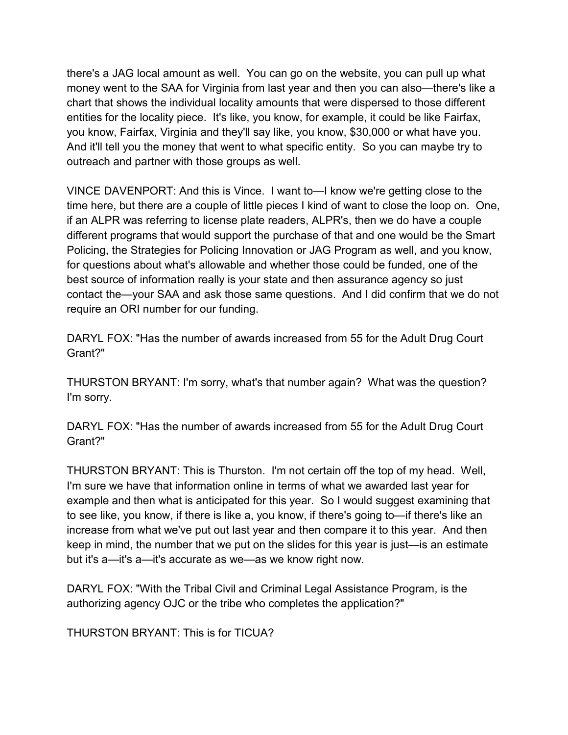there's a JAG local amount as well. You can go on the website, you can pull up what money went to the SAA for Virginia from last year and then you can also—there's like a chart that shows the individual locality amounts that were dispersed to those different entities for the locality piece. It's like, you know, for example, it could be like Fairfax, you know, Fairfax, Virginia and they'll say like, you know, $30,000 or what have you. And it'll tell you the money that went to what specific entity. So you can maybe try to outreach and partner with those groups as well.

VINCE DAVENPORT: And this is Vince. I want to—I know we're getting close to the time here, but there are a couple of little pieces I kind of want to close the loop on. One, if an ALPR was referring to license plate readers, ALPR's, then we do have a couple different programs that would support the purchase of that and one would be the Smart Policing, the Strategies for Policing Innovation or JAG Program as well, and you know, for questions about what's allowable and whether those could be funded, one of the best source of information really is your state and then assurance agency so just contact the—your SAA and ask those same questions. And I did confirm that we do not require an ORI number for our funding.

DARYL FOX: "Has the number of awards increased from 55 for the Adult Drug Court Grant?"

THURSTON BRYANT: I'm sorry, what's that number again? What was the question? I'm sorry.

DARYL FOX: "Has the number of awards increased from 55 for the Adult Drug Court Grant?"

THURSTON BRYANT: This is Thurston. I'm not certain off the top of my head. Well, I'm sure we have that information online in terms of what we awarded last year for example and then what is anticipated for this year. So I would suggest examining that to see like, you know, if there is like a, you know, if there's going to—if there's like an increase from what we've put out last year and then compare it to this year. And then keep in mind, the number that we put on the slides for this year is just—is an estimate but it's a—it's a—it's accurate as we—as we know right now.

DARYL FOX: "With the Tribal Civil and Criminal Legal Assistance Program, is the authorizing agency OJC or the tribe who completes the application?"

THURSTON BRYANT: This is for TICUA?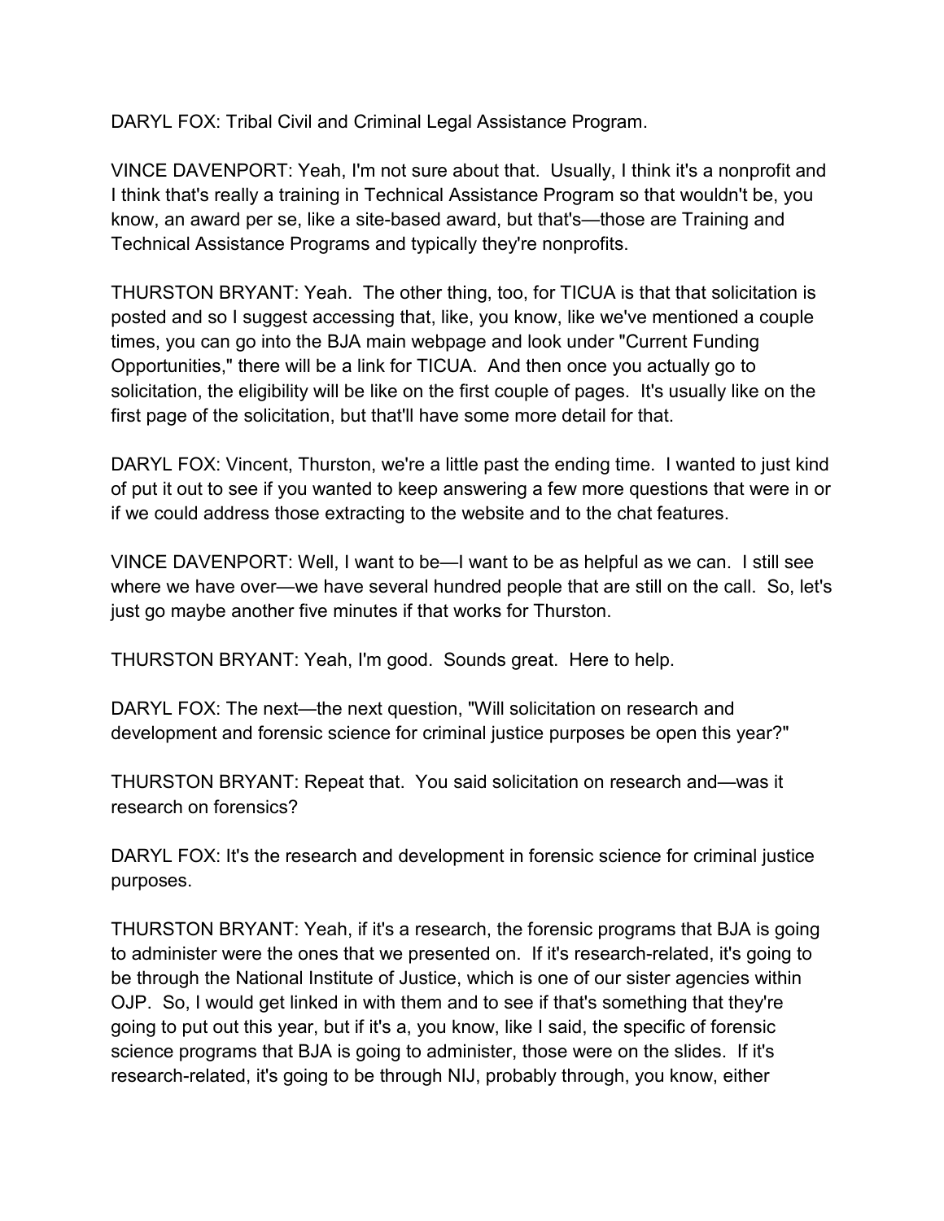DARYL FOX: Tribal Civil and Criminal Legal Assistance Program.

VINCE DAVENPORT: Yeah, I'm not sure about that. Usually, I think it's a nonprofit and I think that's really a training in Technical Assistance Program so that wouldn't be, you know, an award per se, like a site-based award, but that's—those are Training and Technical Assistance Programs and typically they're nonprofits.

THURSTON BRYANT: Yeah. The other thing, too, for TICUA is that that solicitation is posted and so I suggest accessing that, like, you know, like we've mentioned a couple times, you can go into the BJA main webpage and look under "Current Funding Opportunities," there will be a link for TICUA. And then once you actually go to solicitation, the eligibility will be like on the first couple of pages. It's usually like on the first page of the solicitation, but that'll have some more detail for that.

DARYL FOX: Vincent, Thurston, we're a little past the ending time. I wanted to just kind of put it out to see if you wanted to keep answering a few more questions that were in or if we could address those extracting to the website and to the chat features.

VINCE DAVENPORT: Well, I want to be—I want to be as helpful as we can. I still see where we have over—we have several hundred people that are still on the call. So, let's just go maybe another five minutes if that works for Thurston.

THURSTON BRYANT: Yeah, I'm good. Sounds great. Here to help.

DARYL FOX: The next—the next question, "Will solicitation on research and development and forensic science for criminal justice purposes be open this year?"

THURSTON BRYANT: Repeat that. You said solicitation on research and—was it research on forensics?

DARYL FOX: It's the research and development in forensic science for criminal justice purposes.

THURSTON BRYANT: Yeah, if it's a research, the forensic programs that BJA is going to administer were the ones that we presented on. If it's research-related, it's going to be through the National Institute of Justice, which is one of our sister agencies within OJP. So, I would get linked in with them and to see if that's something that they're going to put out this year, but if it's a, you know, like I said, the specific of forensic science programs that BJA is going to administer, those were on the slides. If it's research-related, it's going to be through NIJ, probably through, you know, either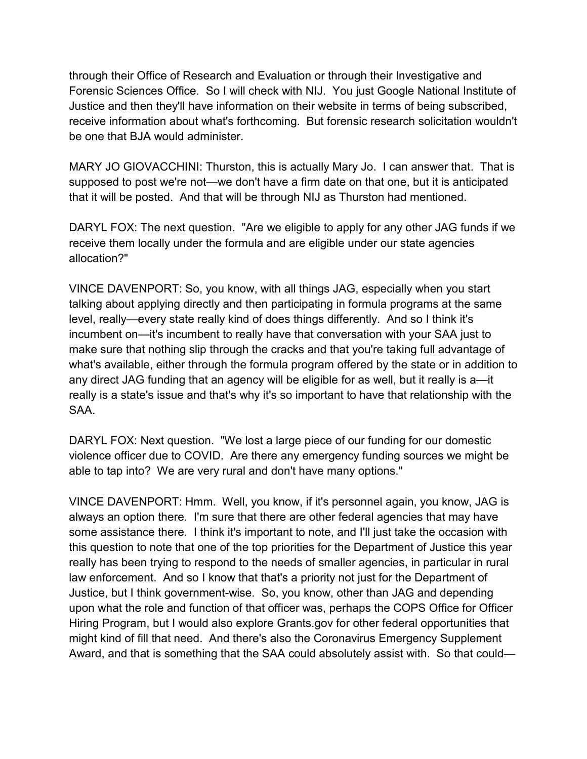through their Office of Research and Evaluation or through their Investigative and Forensic Sciences Office. So I will check with NIJ. You just Google National Institute of Justice and then they'll have information on their website in terms of being subscribed, receive information about what's forthcoming. But forensic research solicitation wouldn't be one that BJA would administer.

MARY JO GIOVACCHINI: Thurston, this is actually Mary Jo. I can answer that. That is supposed to post we're not—we don't have a firm date on that one, but it is anticipated that it will be posted. And that will be through NIJ as Thurston had mentioned.

DARYL FOX: The next question. "Are we eligible to apply for any other JAG funds if we receive them locally under the formula and are eligible under our state agencies allocation?"

VINCE DAVENPORT: So, you know, with all things JAG, especially when you start talking about applying directly and then participating in formula programs at the same level, really—every state really kind of does things differently. And so I think it's incumbent on—it's incumbent to really have that conversation with your SAA just to make sure that nothing slip through the cracks and that you're taking full advantage of what's available, either through the formula program offered by the state or in addition to any direct JAG funding that an agency will be eligible for as well, but it really is a—it really is a state's issue and that's why it's so important to have that relationship with the SAA.

DARYL FOX: Next question. "We lost a large piece of our funding for our domestic violence officer due to COVID. Are there any emergency funding sources we might be able to tap into? We are very rural and don't have many options."

VINCE DAVENPORT: Hmm. Well, you know, if it's personnel again, you know, JAG is always an option there. I'm sure that there are other federal agencies that may have some assistance there. I think it's important to note, and I'll just take the occasion with this question to note that one of the top priorities for the Department of Justice this year really has been trying to respond to the needs of smaller agencies, in particular in rural law enforcement. And so I know that that's a priority not just for the Department of Justice, but I think government-wise. So, you know, other than JAG and depending upon what the role and function of that officer was, perhaps the COPS Office for Officer Hiring Program, but I would also explore Grants.gov for other federal opportunities that might kind of fill that need. And there's also the Coronavirus Emergency Supplement Award, and that is something that the SAA could absolutely assist with. So that could—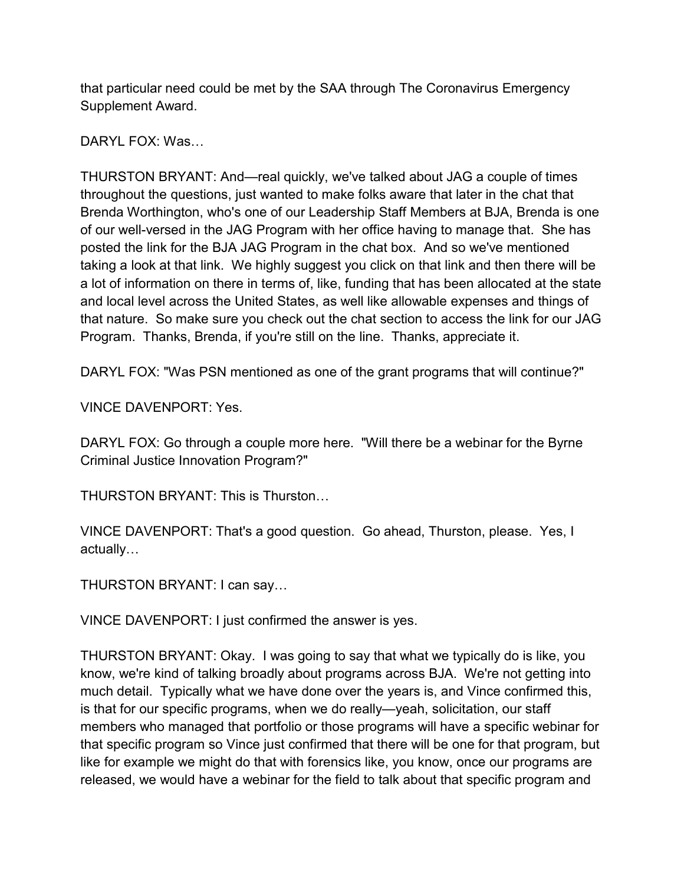that particular need could be met by the SAA through The Coronavirus Emergency Supplement Award.

DARYL FOX: Was…

THURSTON BRYANT: And—real quickly, we've talked about JAG a couple of times throughout the questions, just wanted to make folks aware that later in the chat that Brenda Worthington, who's one of our Leadership Staff Members at BJA, Brenda is one of our well-versed in the JAG Program with her office having to manage that. She has posted the link for the BJA JAG Program in the chat box. And so we've mentioned taking a look at that link. We highly suggest you click on that link and then there will be a lot of information on there in terms of, like, funding that has been allocated at the state and local level across the United States, as well like allowable expenses and things of that nature. So make sure you check out the chat section to access the link for our JAG Program. Thanks, Brenda, if you're still on the line. Thanks, appreciate it.

DARYL FOX: "Was PSN mentioned as one of the grant programs that will continue?"

VINCE DAVENPORT: Yes.

DARYL FOX: Go through a couple more here. "Will there be a webinar for the Byrne Criminal Justice Innovation Program?"

THURSTON BRYANT: This is Thurston…

VINCE DAVENPORT: That's a good question. Go ahead, Thurston, please. Yes, I actually…

THURSTON BRYANT: I can say…

VINCE DAVENPORT: I just confirmed the answer is yes.

THURSTON BRYANT: Okay. I was going to say that what we typically do is like, you know, we're kind of talking broadly about programs across BJA. We're not getting into much detail. Typically what we have done over the years is, and Vince confirmed this, is that for our specific programs, when we do really—yeah, solicitation, our staff members who managed that portfolio or those programs will have a specific webinar for that specific program so Vince just confirmed that there will be one for that program, but like for example we might do that with forensics like, you know, once our programs are released, we would have a webinar for the field to talk about that specific program and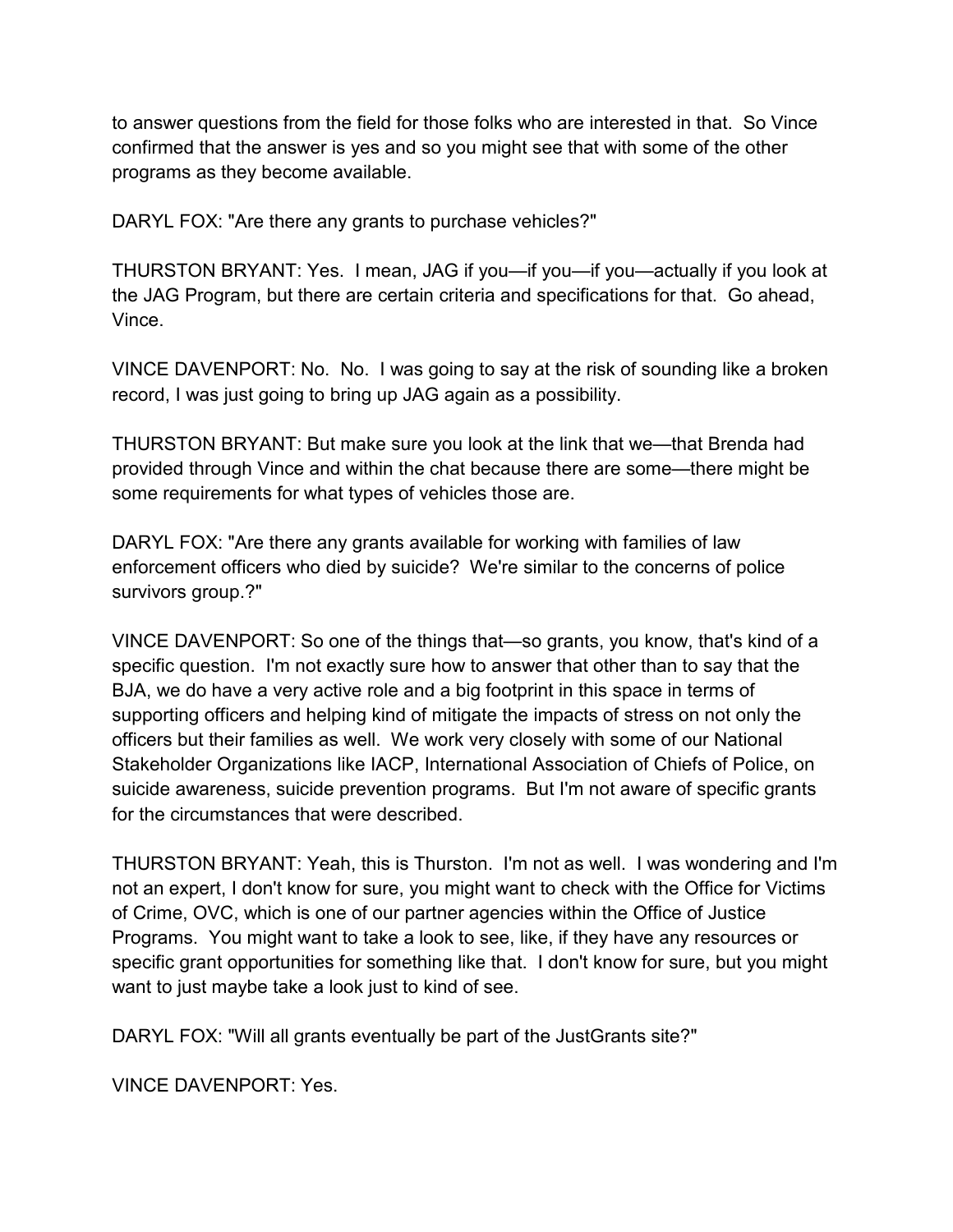to answer questions from the field for those folks who are interested in that. So Vince confirmed that the answer is yes and so you might see that with some of the other programs as they become available.

DARYL FOX: "Are there any grants to purchase vehicles?"

THURSTON BRYANT: Yes. I mean, JAG if you—if you—if you—actually if you look at the JAG Program, but there are certain criteria and specifications for that. Go ahead, Vince.

VINCE DAVENPORT: No. No. I was going to say at the risk of sounding like a broken record, I was just going to bring up JAG again as a possibility.

THURSTON BRYANT: But make sure you look at the link that we—that Brenda had provided through Vince and within the chat because there are some—there might be some requirements for what types of vehicles those are.

DARYL FOX: "Are there any grants available for working with families of law enforcement officers who died by suicide? We're similar to the concerns of police survivors group.?"

VINCE DAVENPORT: So one of the things that—so grants, you know, that's kind of a specific question. I'm not exactly sure how to answer that other than to say that the BJA, we do have a very active role and a big footprint in this space in terms of supporting officers and helping kind of mitigate the impacts of stress on not only the officers but their families as well. We work very closely with some of our National Stakeholder Organizations like IACP, International Association of Chiefs of Police, on suicide awareness, suicide prevention programs. But I'm not aware of specific grants for the circumstances that were described.

THURSTON BRYANT: Yeah, this is Thurston. I'm not as well. I was wondering and I'm not an expert, I don't know for sure, you might want to check with the Office for Victims of Crime, OVC, which is one of our partner agencies within the Office of Justice Programs. You might want to take a look to see, like, if they have any resources or specific grant opportunities for something like that. I don't know for sure, but you might want to just maybe take a look just to kind of see.

DARYL FOX: "Will all grants eventually be part of the JustGrants site?"

VINCE DAVENPORT: Yes.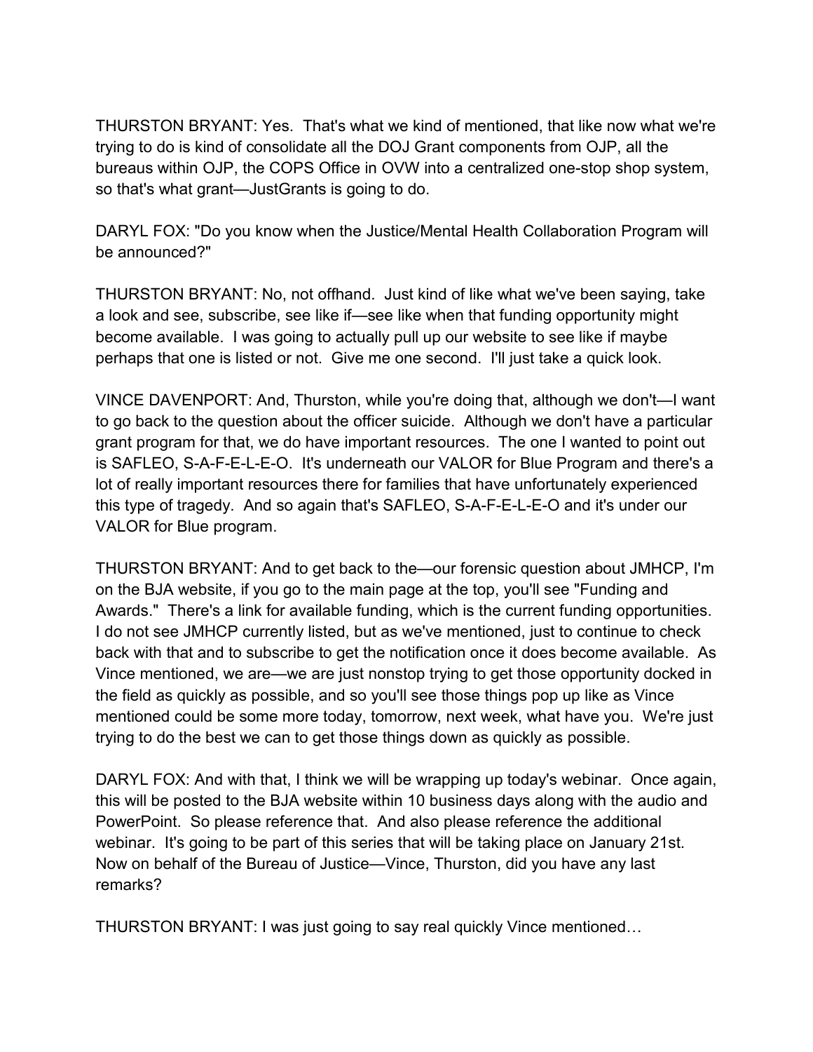THURSTON BRYANT: Yes. That's what we kind of mentioned, that like now what we're trying to do is kind of consolidate all the DOJ Grant components from OJP, all the bureaus within OJP, the COPS Office in OVW into a centralized one-stop shop system, so that's what grant—JustGrants is going to do.

DARYL FOX: "Do you know when the Justice/Mental Health Collaboration Program will be announced?"

THURSTON BRYANT: No, not offhand. Just kind of like what we've been saying, take a look and see, subscribe, see like if—see like when that funding opportunity might become available. I was going to actually pull up our website to see like if maybe perhaps that one is listed or not. Give me one second. I'll just take a quick look.

VINCE DAVENPORT: And, Thurston, while you're doing that, although we don't—I want to go back to the question about the officer suicide. Although we don't have a particular grant program for that, we do have important resources. The one I wanted to point out is SAFLEO, S-A-F-E-L-E-O. It's underneath our VALOR for Blue Program and there's a lot of really important resources there for families that have unfortunately experienced this type of tragedy. And so again that's SAFLEO, S-A-F-E-L-E-O and it's under our VALOR for Blue program.

THURSTON BRYANT: And to get back to the—our forensic question about JMHCP, I'm on the BJA website, if you go to the main page at the top, you'll see "Funding and Awards." There's a link for available funding, which is the current funding opportunities. I do not see JMHCP currently listed, but as we've mentioned, just to continue to check back with that and to subscribe to get the notification once it does become available. As Vince mentioned, we are—we are just nonstop trying to get those opportunity docked in the field as quickly as possible, and so you'll see those things pop up like as Vince mentioned could be some more today, tomorrow, next week, what have you. We're just trying to do the best we can to get those things down as quickly as possible.

DARYL FOX: And with that, I think we will be wrapping up today's webinar. Once again, this will be posted to the BJA website within 10 business days along with the audio and PowerPoint. So please reference that. And also please reference the additional webinar. It's going to be part of this series that will be taking place on January 21st. Now on behalf of the Bureau of Justice—Vince, Thurston, did you have any last remarks?

THURSTON BRYANT: I was just going to say real quickly Vince mentioned…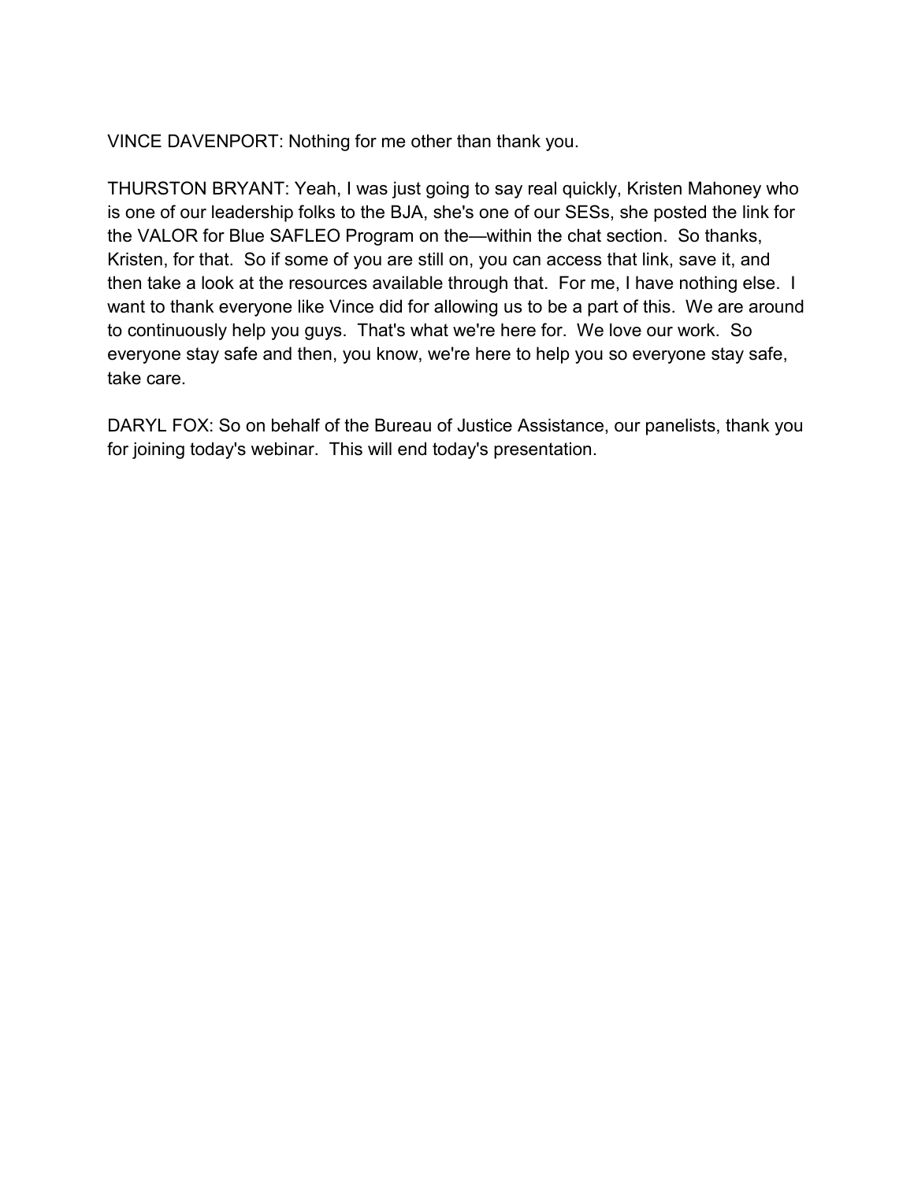VINCE DAVENPORT: Nothing for me other than thank you.

THURSTON BRYANT: Yeah, I was just going to say real quickly, Kristen Mahoney who is one of our leadership folks to the BJA, she's one of our SESs, she posted the link for the VALOR for Blue SAFLEO Program on the—within the chat section. So thanks, Kristen, for that. So if some of you are still on, you can access that link, save it, and then take a look at the resources available through that. For me, I have nothing else. I want to thank everyone like Vince did for allowing us to be a part of this. We are around to continuously help you guys. That's what we're here for. We love our work. So everyone stay safe and then, you know, we're here to help you so everyone stay safe, take care.

DARYL FOX: So on behalf of the Bureau of Justice Assistance, our panelists, thank you for joining today's webinar. This will end today's presentation.